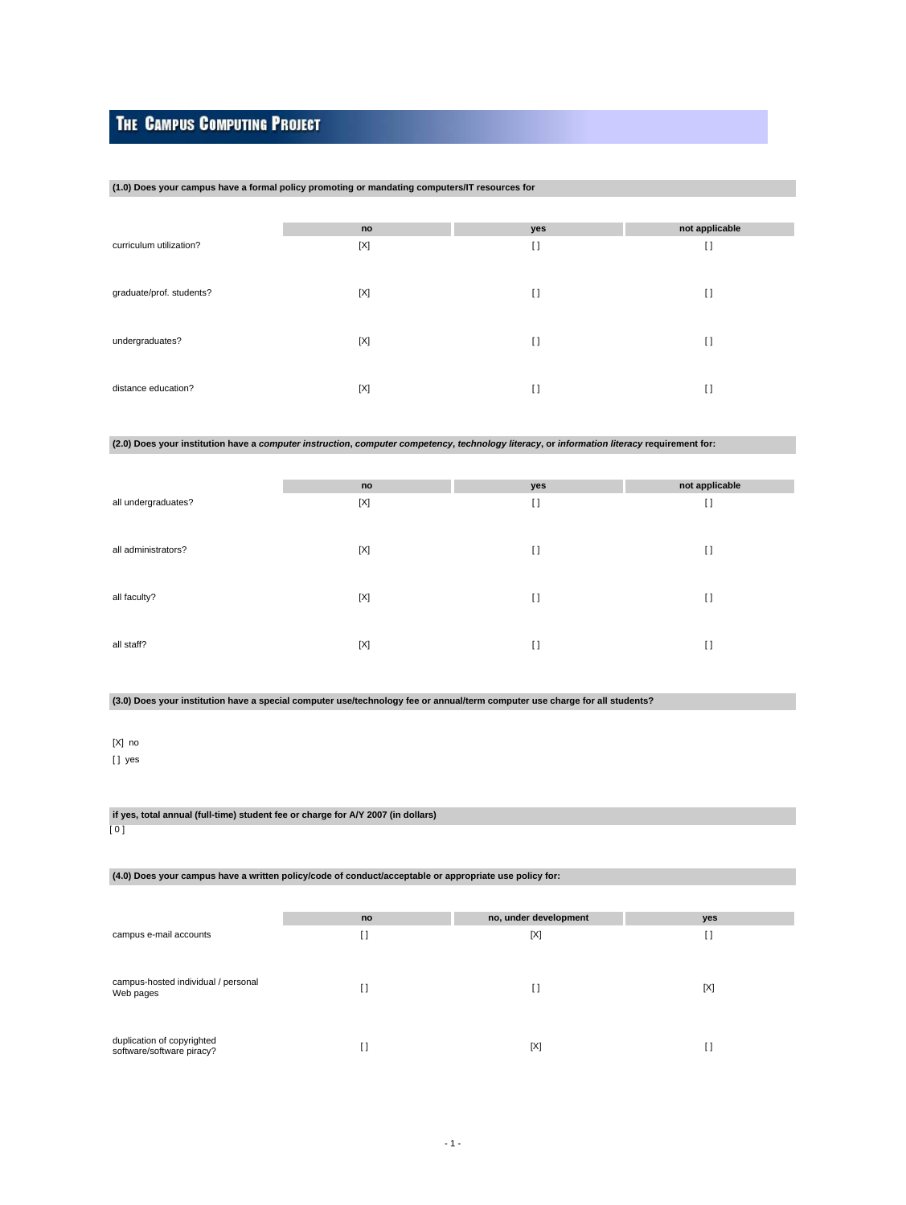# THE CAMPUS COMPUTING PROJECT

**(1.0) Does your campus have a formal policy promoting or mandating computers/IT resources for**

| | no | yes | not applicable |
|---|---|---|---|
| curriculum utilization? | [X] | [ ] | [ ] |
| graduate/prof. students? | [X] | [ ] | [ ] |
| undergraduates? | [X] | [ ] | [ ] |
| distance education? | [X] | [ ] | [ ] |

**(2.0) Does your institution have a *computer instruction*, *computer competency*, *technology literacy*, or *information literacy* requirement for:**

| | no | yes | not applicable |
|---|---|---|---|
| all undergraduates? | [X] | [ ] | [ ] |
| all administrators? | [X] | [ ] | [ ] |
| all faculty? | [X] | [ ] | [ ] |
| all staff? | [X] | [ ] | [ ] |

**(3.0) Does your institution have a special computer use/technology fee or annual/term computer use charge for all students?**

[X] no
[ ] yes

**if yes, total annual (full-time) student fee or charge for A/Y 2007 (in dollars)**

[ 0 ]

**(4.0) Does your campus have a written policy/code of conduct/acceptable or appropriate use policy for:**

| | no | no, under development | yes |
|---|---|---|---|
| campus e-mail accounts | [ ] | [X] | [ ] |
| campus-hosted individual / personal Web pages | [ ] | [ ] | [X] |
| duplication of copyrighted software/software piracy? | [ ] | [X] | [ ] |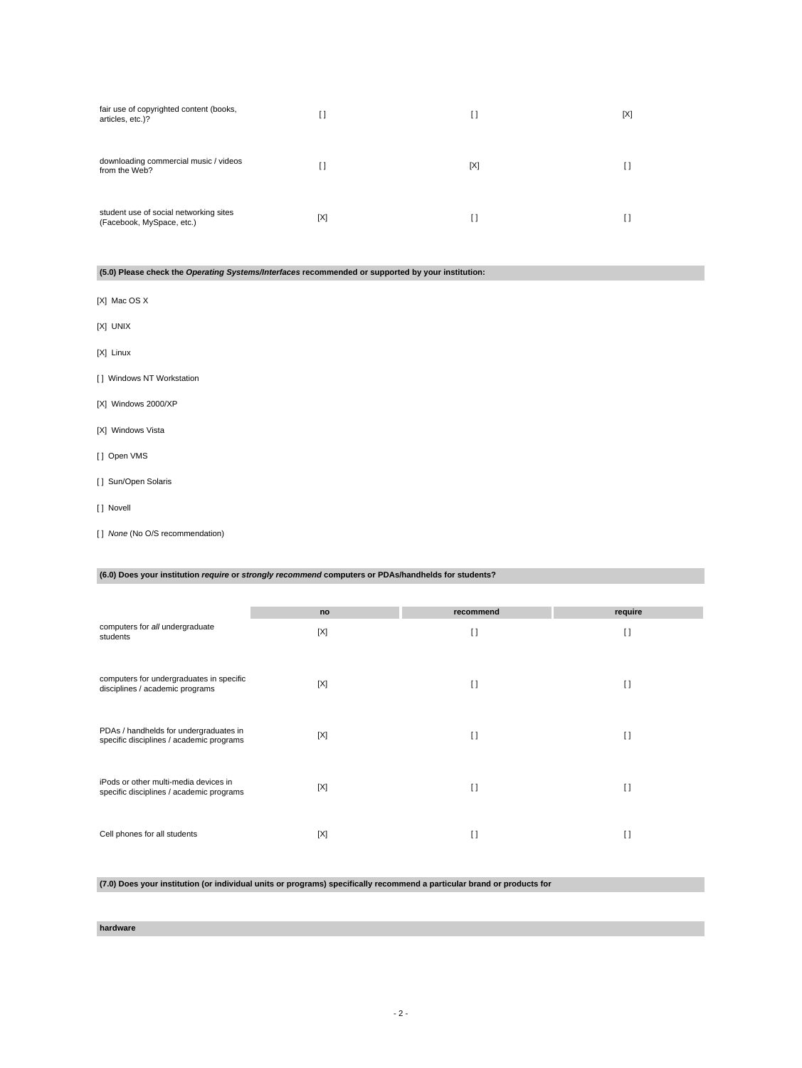| | | | |
|---|---|---|---|
| fair use of copyrighted content (books, articles, etc.)? | [ ] | [ ] | [X] |
| downloading commercial music / videos from the Web? | [ ] | [X] | [ ] |
| student use of social networking sites (Facebook, MySpace, etc.) | [X] | [ ] | [ ] |

**(5.0) Please check the *Operating Systems/Interfaces* recommended or supported by your institution:**

[X] Mac OS X

[X] UNIX

[X] Linux

[ ] Windows NT Workstation

[X] Windows 2000/XP

[X] Windows Vista

[ ] Open VMS

[ ] Sun/Open Solaris

[ ] Novell

[ ] *None* (No O/S recommendation)

**(6.0) Does your institution *require* or *strongly recommend* computers or PDAs/handhelds for students?**

| | no | recommend | require |
|---|---|---|---|
| computers for *all* undergraduate students | [X] | [ ] | [ ] |
| computers for undergraduates in specific disciplines / academic programs | [X] | [ ] | [ ] |
| PDAs / handhelds for undergraduates in specific disciplines / academic programs | [X] | [ ] | [ ] |
| iPods or other multi-media devices in specific disciplines / academic programs | [X] | [ ] | [ ] |
| Cell phones for all students | [X] | [ ] | [ ] |

**(7.0) Does your institution (or individual units or programs) specifically recommend a particular brand or products for**

**hardware**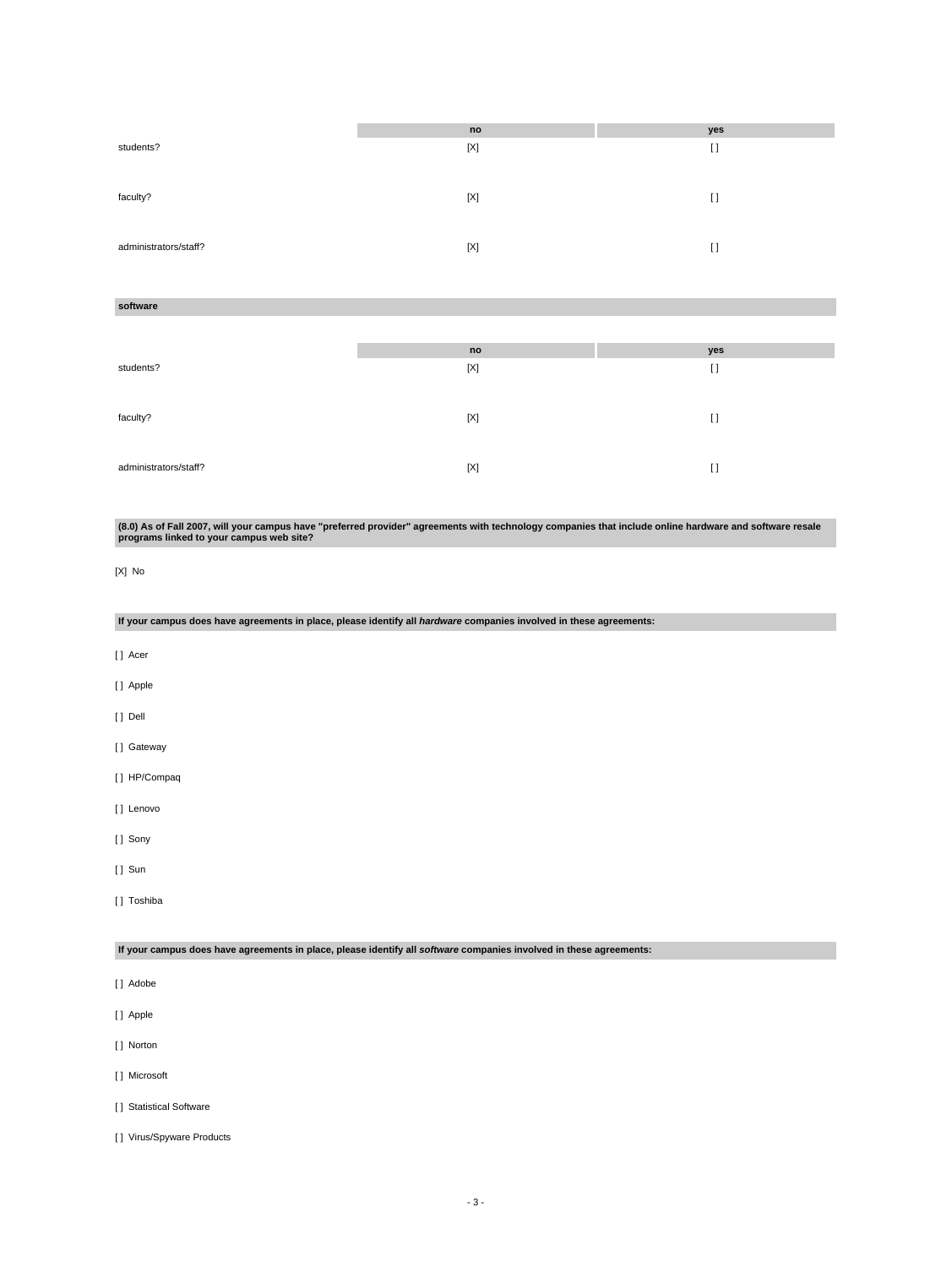| | no | yes |
|---|---|---|
| students? | [X] | [ ] |
| faculty? | [X] | [ ] |
| administrators/staff? | [X] | [ ] |

**software**

| | no | yes |
|---|---|---|
| students? | [X] | [ ] |
| faculty? | [X] | [ ] |
| administrators/staff? | [X] | [ ] |

**(8.0) As of Fall 2007, will your campus have "preferred provider" agreements with technology companies that include online hardware and software resale programs linked to your campus web site?**

[X] No

**If your campus does have agreements in place, please identify all *hardware* companies involved in these agreements:**

[ ] Acer

[ ] Apple

[ ] Dell

[ ] Gateway

[ ] HP/Compaq

[ ] Lenovo

[ ] Sony

[ ] Sun

[ ] Toshiba

**If your campus does have agreements in place, please identify all *software* companies involved in these agreements:**

[ ] Adobe

[ ] Apple

[ ] Norton

[ ] Microsoft

[ ] Statistical Software

[ ] Virus/Spyware Products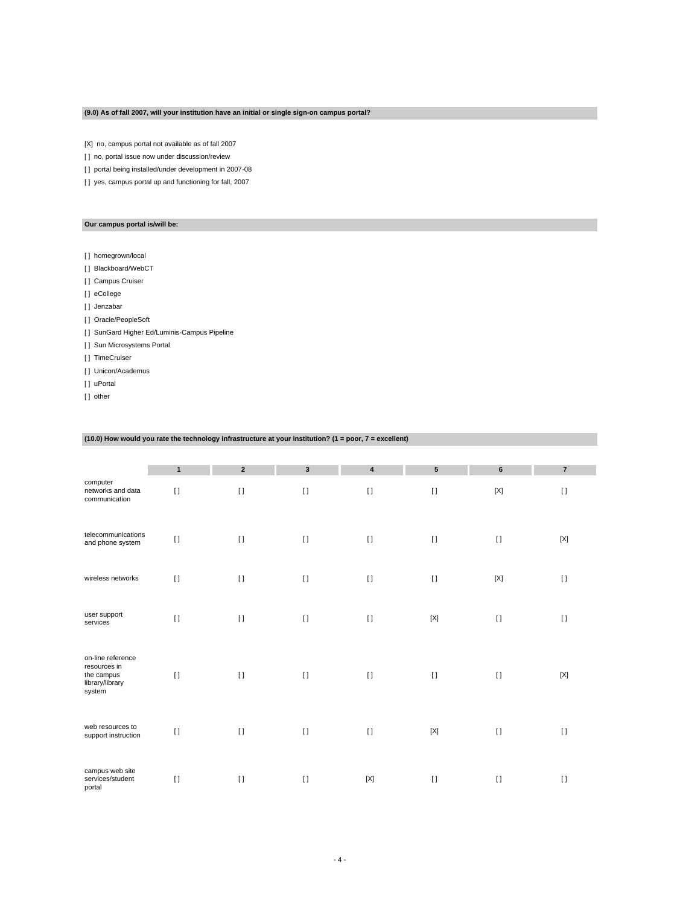**(9.0) As of fall 2007, will your institution have an initial or single sign-on campus portal?**

[X] no, campus portal not available as of fall 2007

[ ] no, portal issue now under discussion/review

[ ] portal being installed/under development in 2007-08

[ ] yes, campus portal up and functioning for fall, 2007

**Our campus portal is/will be:**

[ ] homegrown/local

[ ] Blackboard/WebCT

[ ] Campus Cruiser

[ ] eCollege

[ ] Jenzabar

[ ] Oracle/PeopleSoft

[ ] SunGard Higher Ed/Luminis-Campus Pipeline

[ ] Sun Microsystems Portal

[ ] TimeCruiser

[ ] Unicon/Academus

[ ] uPortal

[ ] other

**(10.0) How would you rate the technology infrastructure at your institution? (1 = poor, 7 = excellent)**

| | 1 | 2 | 3 | 4 | 5 | 6 | 7 |
|---|---|---|---|---|---|---|---|
| computer networks and data communication | [ ] | [ ] | [ ] | [ ] | [ ] | [X] | [ ] |
| telecommunications and phone system | [ ] | [ ] | [ ] | [ ] | [ ] | [ ] | [X] |
| wireless networks | [ ] | [ ] | [ ] | [ ] | [ ] | [X] | [ ] |
| user support services | [ ] | [ ] | [ ] | [ ] | [X] | [ ] | [ ] |
| on-line reference resources in the campus library/library system | [ ] | [ ] | [ ] | [ ] | [ ] | [ ] | [X] |
| web resources to support instruction | [ ] | [ ] | [ ] | [ ] | [X] | [ ] | [ ] |
| campus web site services/student portal | [ ] | [ ] | [ ] | [X] | [ ] | [ ] | [ ] |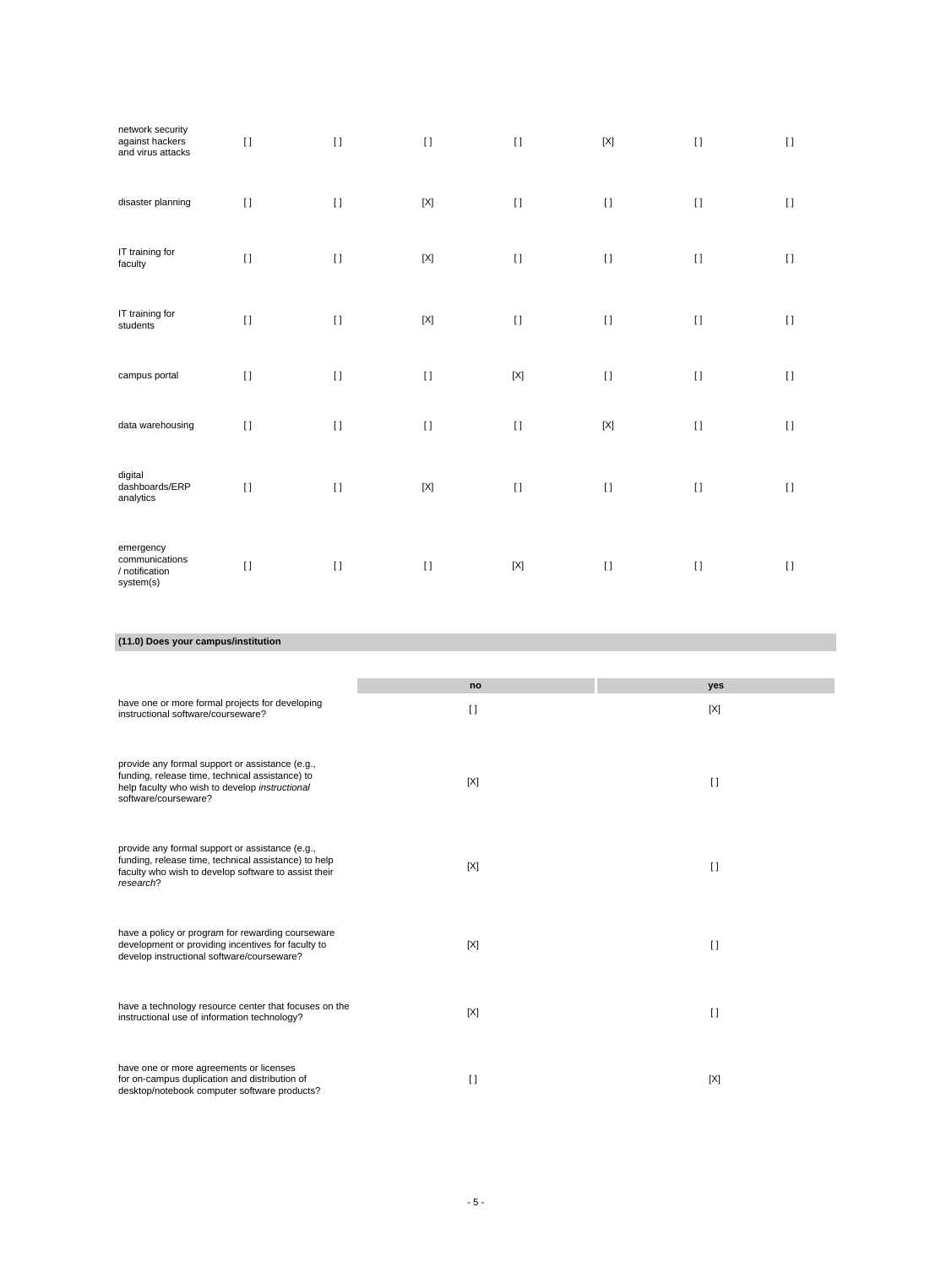| | | | | | | | |
|---|---|---|---|---|---|---|---|
| network security against hackers and virus attacks | [ ] | [ ] | [ ] | [ ] | [X] | [ ] | [ ] |
| disaster planning | [ ] | [ ] | [X] | [ ] | [ ] | [ ] | [ ] |
| IT training for faculty | [ ] | [ ] | [X] | [ ] | [ ] | [ ] | [ ] |
| IT training for students | [ ] | [ ] | [X] | [ ] | [ ] | [ ] | [ ] |
| campus portal | [ ] | [ ] | [ ] | [X] | [ ] | [ ] | [ ] |
| data warehousing | [ ] | [ ] | [ ] | [ ] | [X] | [ ] | [ ] |
| digital dashboards/ERP analytics | [ ] | [ ] | [X] | [ ] | [ ] | [ ] | [ ] |
| emergency communications / notification system(s) | [ ] | [ ] | [ ] | [X] | [ ] | [ ] | [ ] |

**(11.0) Does your campus/institution**

| | no | yes |
|---|---|---|
| have one or more formal projects for developing instructional software/courseware? | [ ] | [X] |
| provide any formal support or assistance (e.g., funding, release time, technical assistance) to help faculty who wish to develop *instructional* software/courseware? | [X] | [ ] |
| provide any formal support or assistance (e.g., funding, release time, technical assistance) to help faculty who wish to develop software to assist their *research*? | [X] | [ ] |
| have a policy or program for rewarding courseware development or providing incentives for faculty to develop instructional software/courseware? | [X] | [ ] |
| have a technology resource center that focuses on the instructional use of information technology? | [X] | [ ] |
| have one or more agreements or licenses for on-campus duplication and distribution of desktop/notebook computer software products? | [ ] | [X] |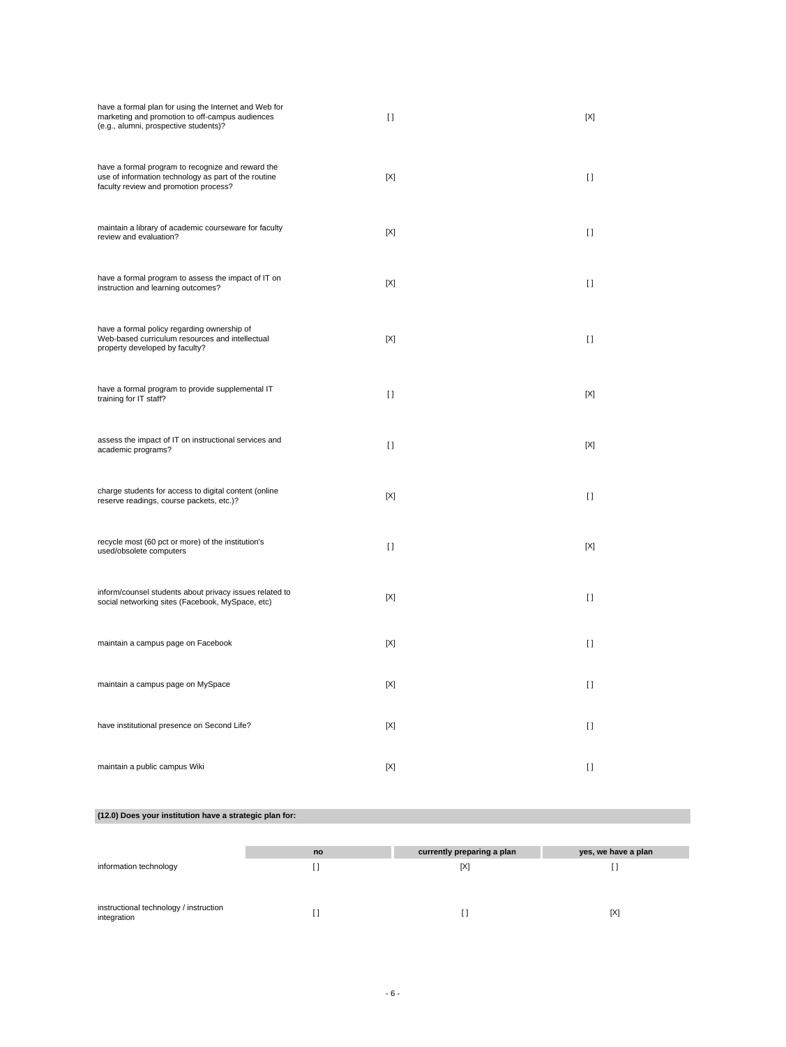| | | |
|---|---|---|
| have a formal plan for using the Internet and Web for marketing and promotion to off-campus audiences (e.g., alumni, prospective students)? | [ ] | [X] |
| have a formal program to recognize and reward the use of information technology as part of the routine faculty review and promotion process? | [X] | [ ] |
| maintain a library of academic courseware for faculty review and evaluation? | [X] | [ ] |
| have a formal program to assess the impact of IT on instruction and learning outcomes? | [X] | [ ] |
| have a formal policy regarding ownership of Web-based curriculum resources and intellectual property developed by faculty? | [X] | [ ] |
| have a formal program to provide supplemental IT training for IT staff? | [ ] | [X] |
| assess the impact of IT on instructional services and academic programs? | [ ] | [X] |
| charge students for access to digital content (online reserve readings, course packets, etc.)? | [X] | [ ] |
| recycle most (60 pct or more) of the institution's used/obsolete computers | [ ] | [X] |
| inform/counsel students about privacy issues related to social networking sites (Facebook, MySpace, etc) | [X] | [ ] |
| maintain a campus page on Facebook | [X] | [ ] |
| maintain a campus page on MySpace | [X] | [ ] |
| have institutional presence on Second Life? | [X] | [ ] |
| maintain a public campus Wiki | [X] | [ ] |

**(12.0) Does your institution have a strategic plan for:**

| | no | currently preparing a plan | yes, we have a plan |
|---|---|---|---|
| information technology | [ ] | [X] | [ ] |
| instructional technology / instruction integration | [ ] | [ ] | [X] |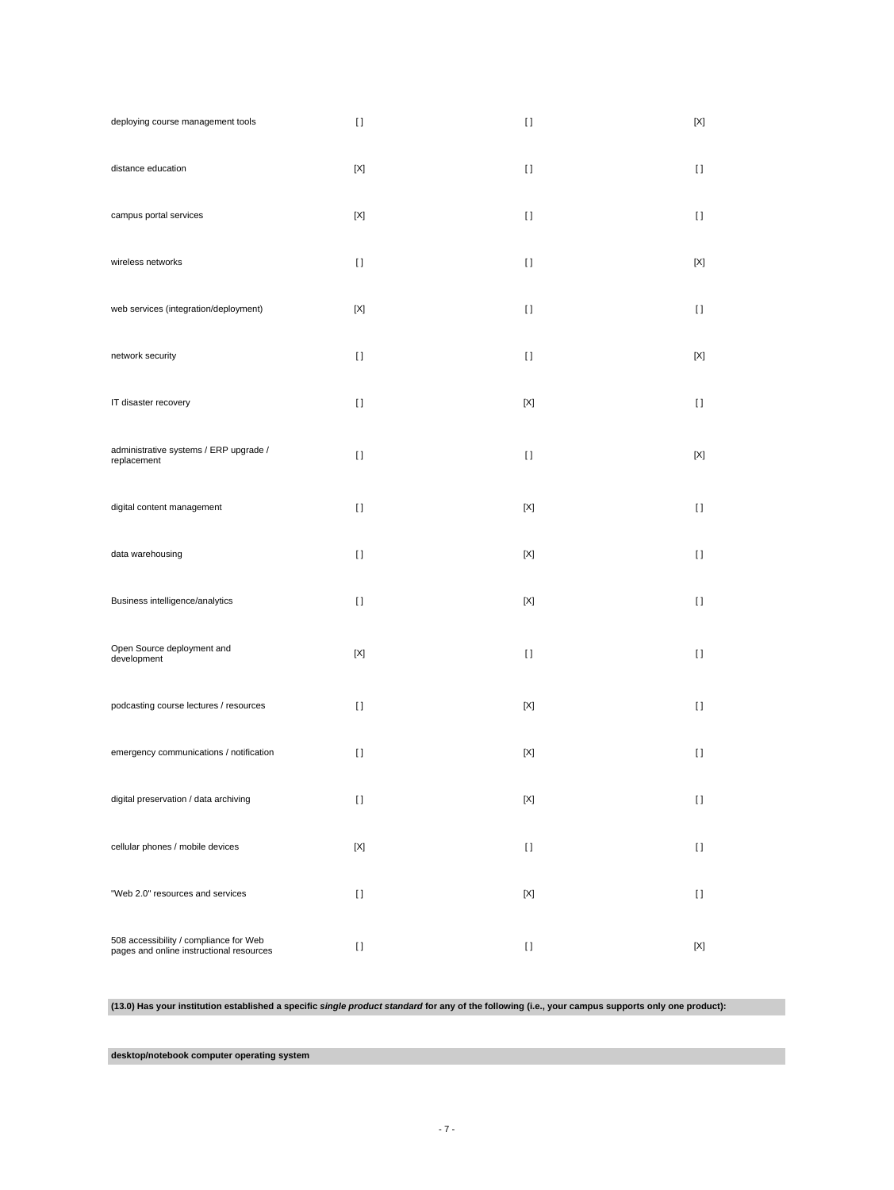| | | | |
|---|---|---|---|
| deploying course management tools | [ ] | [ ] | [X] |
| distance education | [X] | [ ] | [ ] |
| campus portal services | [X] | [ ] | [ ] |
| wireless networks | [ ] | [ ] | [X] |
| web services (integration/deployment) | [X] | [ ] | [ ] |
| network security | [ ] | [ ] | [X] |
| IT disaster recovery | [ ] | [X] | [ ] |
| administrative systems / ERP upgrade / replacement | [ ] | [ ] | [X] |
| digital content management | [ ] | [X] | [ ] |
| data warehousing | [ ] | [X] | [ ] |
| Business intelligence/analytics | [ ] | [X] | [ ] |
| Open Source deployment and development | [X] | [ ] | [ ] |
| podcasting course lectures / resources | [ ] | [X] | [ ] |
| emergency communications / notification | [ ] | [X] | [ ] |
| digital preservation / data archiving | [ ] | [X] | [ ] |
| cellular phones / mobile devices | [X] | [ ] | [ ] |
| "Web 2.0" resources and services | [ ] | [X] | [ ] |
| 508 accessibility / compliance for Web pages and online instructional resources | [ ] | [ ] | [X] |

**(13.0) Has your institution established a specific *single product standard* for any of the following (i.e., your campus supports only one product):**

**desktop/notebook computer operating system**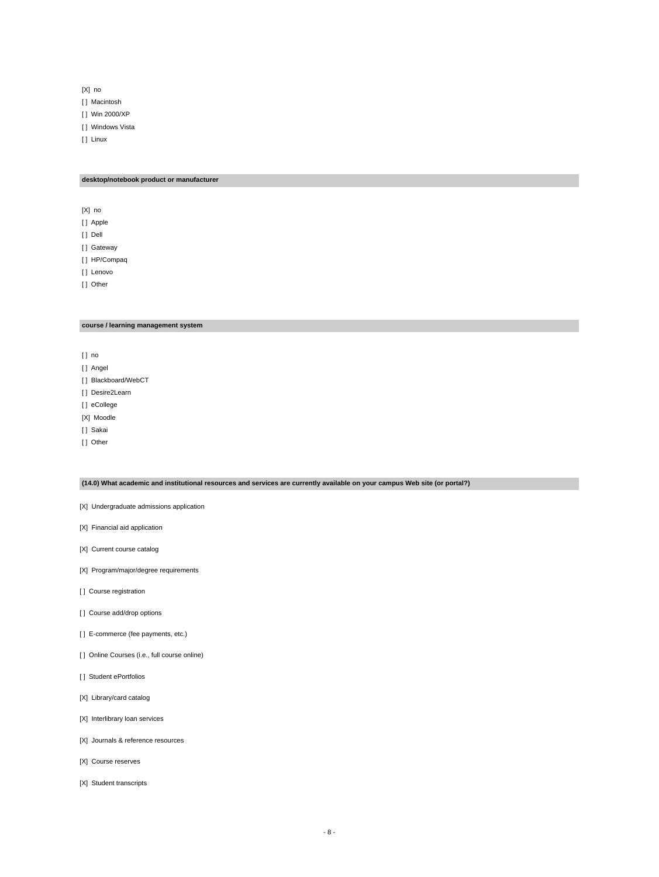[X] no

[ ] Macintosh

[ ] Win 2000/XP

[ ] Windows Vista

[ ] Linux

**desktop/notebook product or manufacturer**

[X] no

[ ] Apple

[ ] Dell

[ ] Gateway

[ ] HP/Compaq

[ ] Lenovo

[ ] Other

**course / learning management system**

[ ] no

[ ] Angel

[ ] Blackboard/WebCT

[ ] Desire2Learn

[ ] eCollege

[X] Moodle

[ ] Sakai

[ ] Other

**(14.0) What academic and institutional resources and services are currently available on your campus Web site (or portal?)**

[X] Undergraduate admissions application

[X] Financial aid application

[X] Current course catalog

[X] Program/major/degree requirements

[ ] Course registration

[ ] Course add/drop options

[ ] E-commerce (fee payments, etc.)

[ ] Online Courses (i.e., full course online)

[ ] Student ePortfolios

[X] Library/card catalog

[X] Interlibrary loan services

[X] Journals & reference resources

[X] Course reserves

[X] Student transcripts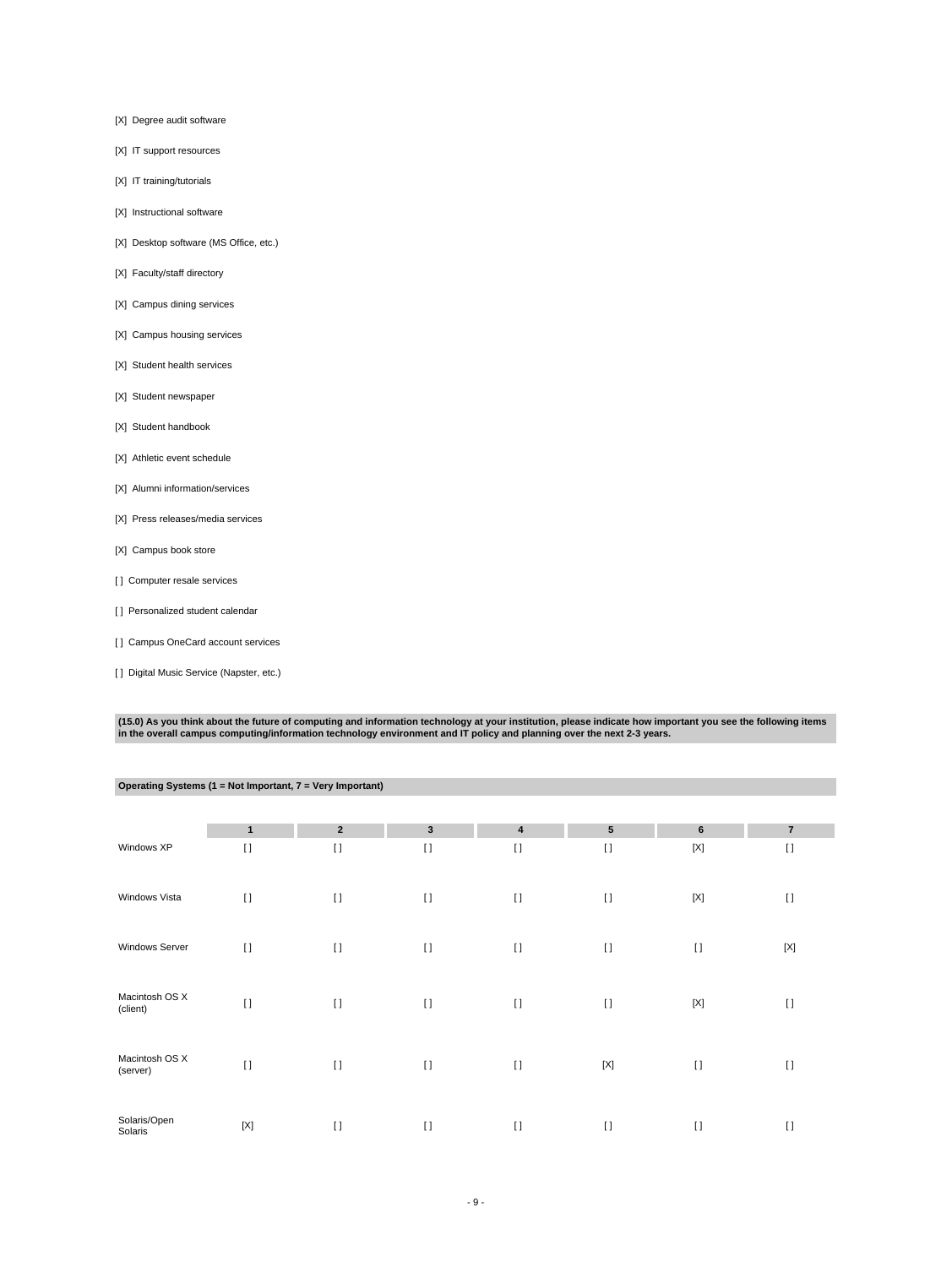[X] Degree audit software

[X] IT support resources

[X] IT training/tutorials

[X] Instructional software

[X] Desktop software (MS Office, etc.)

[X] Faculty/staff directory

[X] Campus dining services

[X] Campus housing services

[X] Student health services

[X] Student newspaper

[X] Student handbook

[X] Athletic event schedule

[X] Alumni information/services

[X] Press releases/media services

[X] Campus book store

[ ] Computer resale services

[ ] Personalized student calendar

[ ] Campus OneCard account services

[ ] Digital Music Service (Napster, etc.)

**(15.0) As you think about the future of computing and information technology at your institution, please indicate how important you see the following items in the overall campus computing/information technology environment and IT policy and planning over the next 2-3 years.**

**Operating Systems (1 = Not Important, 7 = Very Important)**

| | 1 | 2 | 3 | 4 | 5 | 6 | 7 |
|---|---|---|---|---|---|---|---|
| Windows XP | [ ] | [ ] | [ ] | [ ] | [ ] | [X] | [ ] |
| Windows Vista | [ ] | [ ] | [ ] | [ ] | [ ] | [X] | [ ] |
| Windows Server | [ ] | [ ] | [ ] | [ ] | [ ] | [ ] | [X] |
| Macintosh OS X (client) | [ ] | [ ] | [ ] | [ ] | [ ] | [X] | [ ] |
| Macintosh OS X (server) | [ ] | [ ] | [ ] | [ ] | [X] | [ ] | [ ] |
| Solaris/Open Solaris | [X] | [ ] | [ ] | [ ] | [ ] | [ ] | [ ] |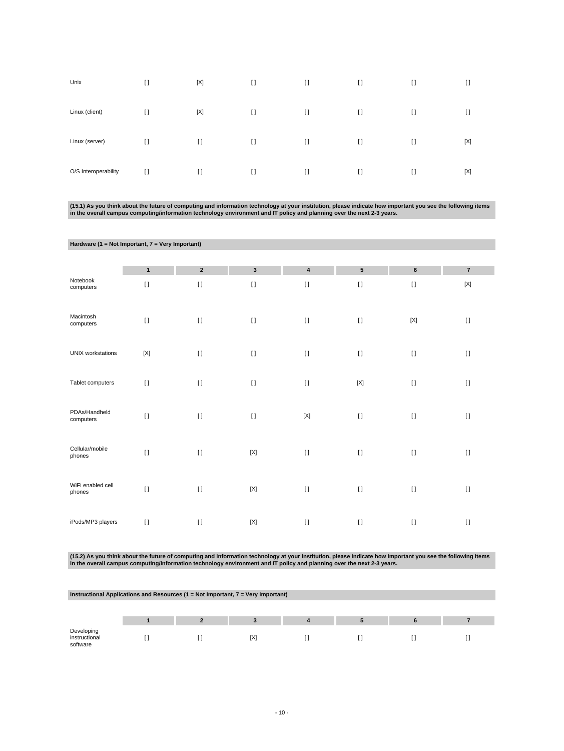| | | | | | | | |
|---|---|---|---|---|---|---|---|
| Unix | [] | [X] | [] | [] | [] | [] | [] |
| Linux (client) | [] | [X] | [] | [] | [] | [] | [] |
| Linux (server) | [] | [] | [] | [] | [] | [] | [X] |
| O/S Interoperability | [] | [] | [] | [] | [] | [] | [X] |

**(15.1) As you think about the future of computing and information technology at your institution, please indicate how important you see the following items in the overall campus computing/information technology environment and IT policy and planning over the next 2-3 years.**

**Hardware (1 = Not Important, 7 = Very Important)**

| | 1 | 2 | 3 | 4 | 5 | 6 | 7 |
|---|---|---|---|---|---|---|---|
| Notebook computers | [] | [] | [] | [] | [] | [] | [X] |
| Macintosh computers | [] | [] | [] | [] | [] | [X] | [] |
| UNIX workstations | [X] | [] | [] | [] | [] | [] | [] |
| Tablet computers | [] | [] | [] | [] | [X] | [] | [] |
| PDAs/Handheld computers | [] | [] | [] | [X] | [] | [] | [] |
| Cellular/mobile phones | [] | [] | [X] | [] | [] | [] | [] |
| WiFi enabled cell phones | [] | [] | [X] | [] | [] | [] | [] |
| iPods/MP3 players | [] | [] | [X] | [] | [] | [] | [] |

**(15.2) As you think about the future of computing and information technology at your institution, please indicate how important you see the following items in the overall campus computing/information technology environment and IT policy and planning over the next 2-3 years.**

**Instructional Applications and Resources (1 = Not Important, 7 = Very Important)**

| | 1 | 2 | 3 | 4 | 5 | 6 | 7 |
|---|---|---|---|---|---|---|---|
| Developing instructional software | [] | [] | [X] | [] | [] | [] | [] |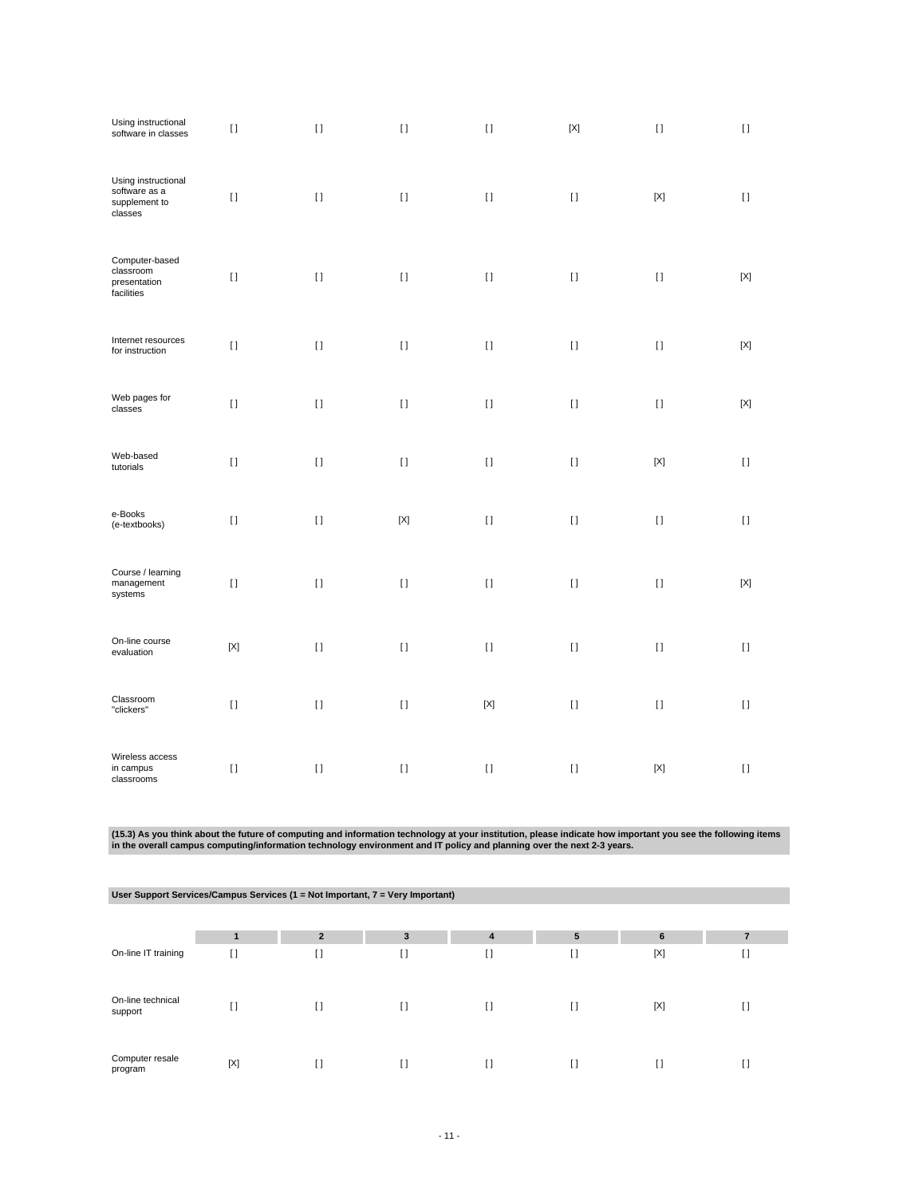| | | | | | | | |
|---|---|---|---|---|---|---|---|
| Using instructional software in classes | [ ] | [ ] | [ ] | [ ] | [X] | [ ] | [ ] |
| Using instructional software as a supplement to classes | [ ] | [ ] | [ ] | [ ] | [ ] | [X] | [ ] |
| Computer-based classroom presentation facilities | [ ] | [ ] | [ ] | [ ] | [ ] | [ ] | [X] |
| Internet resources for instruction | [ ] | [ ] | [ ] | [ ] | [ ] | [ ] | [X] |
| Web pages for classes | [ ] | [ ] | [ ] | [ ] | [ ] | [ ] | [X] |
| Web-based tutorials | [ ] | [ ] | [ ] | [ ] | [ ] | [X] | [ ] |
| e-Books (e-textbooks) | [ ] | [ ] | [X] | [ ] | [ ] | [ ] | [ ] |
| Course / learning management systems | [ ] | [ ] | [ ] | [ ] | [ ] | [ ] | [X] |
| On-line course evaluation | [X] | [ ] | [ ] | [ ] | [ ] | [ ] | [ ] |
| Classroom "clickers" | [ ] | [ ] | [ ] | [X] | [ ] | [ ] | [ ] |
| Wireless access in campus classrooms | [ ] | [ ] | [ ] | [ ] | [ ] | [X] | [ ] |

**(15.3) As you think about the future of computing and information technology at your institution, please indicate how important you see the following items in the overall campus computing/information technology environment and IT policy and planning over the next 2-3 years.**

**User Support Services/Campus Services (1 = Not Important, 7 = Very Important)**

| | 1 | 2 | 3 | 4 | 5 | 6 | 7 |
|---|---|---|---|---|---|---|---|
| On-line IT training | [ ] | [ ] | [ ] | [ ] | [ ] | [X] | [ ] |
| On-line technical support | [ ] | [ ] | [ ] | [ ] | [ ] | [X] | [ ] |
| Computer resale program | [X] | [ ] | [ ] | [ ] | [ ] | [ ] | [ ] |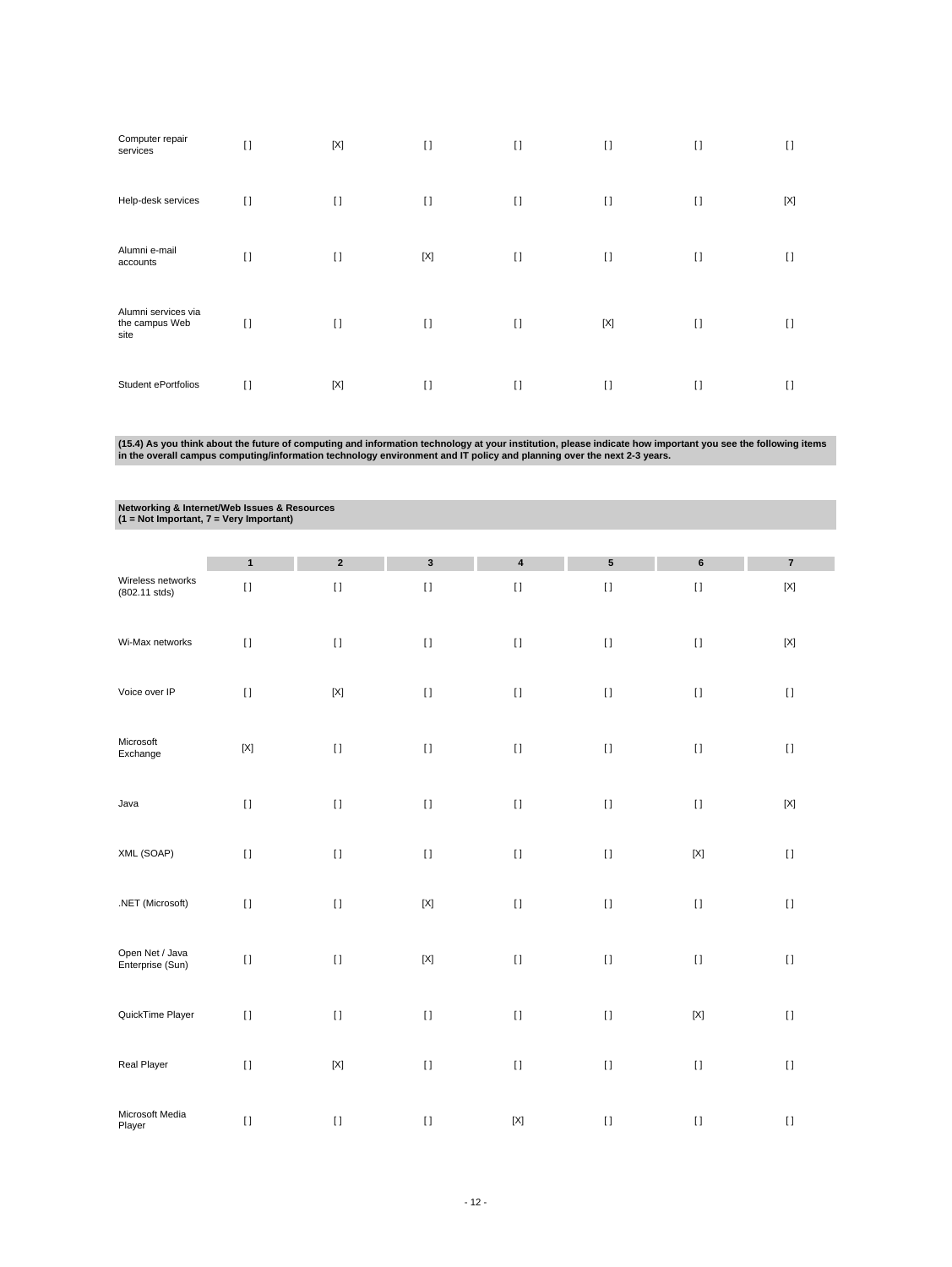| | | | | | | | |
|---|---|---|---|---|---|---|---|
| Computer repair services | [] | [X] | [] | [] | [] | [] | [] |
| Help-desk services | [] | [] | [] | [] | [] | [] | [X] |
| Alumni e-mail accounts | [] | [] | [X] | [] | [] | [] | [] |
| Alumni services via the campus Web site | [] | [] | [] | [] | [X] | [] | [] |
| Student ePortfolios | [] | [X] | [] | [] | [] | [] | [] |

**(15.4) As you think about the future of computing and information technology at your institution, please indicate how important you see the following items in the overall campus computing/information technology environment and IT policy and planning over the next 2-3 years.**

**Networking & Internet/Web Issues & Resources (1 = Not Important, 7 = Very Important)**

| | 1 | 2 | 3 | 4 | 5 | 6 | 7 |
|---|---|---|---|---|---|---|---|
| Wireless networks (802.11 stds) | [] | [] | [] | [] | [] | [] | [X] |
| Wi-Max networks | [] | [] | [] | [] | [] | [] | [X] |
| Voice over IP | [] | [X] | [] | [] | [] | [] | [] |
| Microsoft Exchange | [X] | [] | [] | [] | [] | [] | [] |
| Java | [] | [] | [] | [] | [] | [] | [X] |
| XML (SOAP) | [] | [] | [] | [] | [] | [X] | [] |
| .NET (Microsoft) | [] | [] | [X] | [] | [] | [] | [] |
| Open Net / Java Enterprise (Sun) | [] | [] | [X] | [] | [] | [] | [] |
| QuickTime Player | [] | [] | [] | [] | [] | [X] | [] |
| Real Player | [] | [X] | [] | [] | [] | [] | [] |
| Microsoft Media Player | [] | [] | [] | [X] | [] | [] | [] |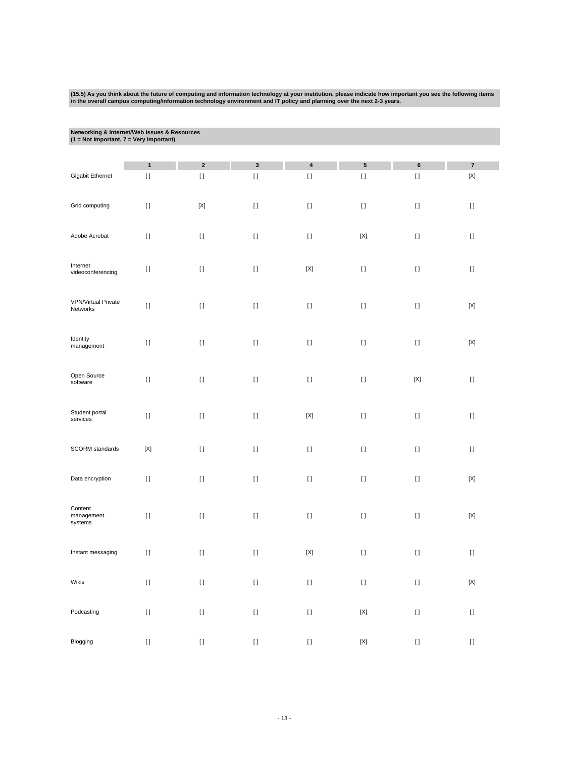**(15.5) As you think about the future of computing and information technology at your institution, please indicate how important you see the following items in the overall campus computing/information technology environment and IT policy and planning over the next 2-3 years.**

**Networking & Internet/Web Issues & Resources**
**(1 = Not Important, 7 = Very Important)**

| | 1 | 2 | 3 | 4 | 5 | 6 | 7 |
|---|---|---|---|---|---|---|---|
| Gigabit Ethernet | [ ] | [ ] | [ ] | [ ] | [ ] | [ ] | [X] |
| Grid computing | [ ] | [X] | [ ] | [ ] | [ ] | [ ] | [ ] |
| Adobe Acrobat | [ ] | [ ] | [ ] | [ ] | [X] | [ ] | [ ] |
| Internet videoconferencing | [ ] | [ ] | [ ] | [X] | [ ] | [ ] | [ ] |
| VPN/Virtual Private Networks | [ ] | [ ] | [ ] | [ ] | [ ] | [ ] | [X] |
| Identity management | [ ] | [ ] | [ ] | [ ] | [ ] | [ ] | [X] |
| Open Source software | [ ] | [ ] | [ ] | [ ] | [ ] | [X] | [ ] |
| Student portal services | [ ] | [ ] | [ ] | [X] | [ ] | [ ] | [ ] |
| SCORM standards | [X] | [ ] | [ ] | [ ] | [ ] | [ ] | [ ] |
| Data encryption | [ ] | [ ] | [ ] | [ ] | [ ] | [ ] | [X] |
| Content management systems | [ ] | [ ] | [ ] | [ ] | [ ] | [ ] | [X] |
| Instant messaging | [ ] | [ ] | [ ] | [X] | [ ] | [ ] | [ ] |
| Wikis | [ ] | [ ] | [ ] | [ ] | [ ] | [ ] | [X] |
| Podcasting | [ ] | [ ] | [ ] | [ ] | [X] | [ ] | [ ] |
| Blogging | [ ] | [ ] | [ ] | [ ] | [X] | [ ] | [ ] |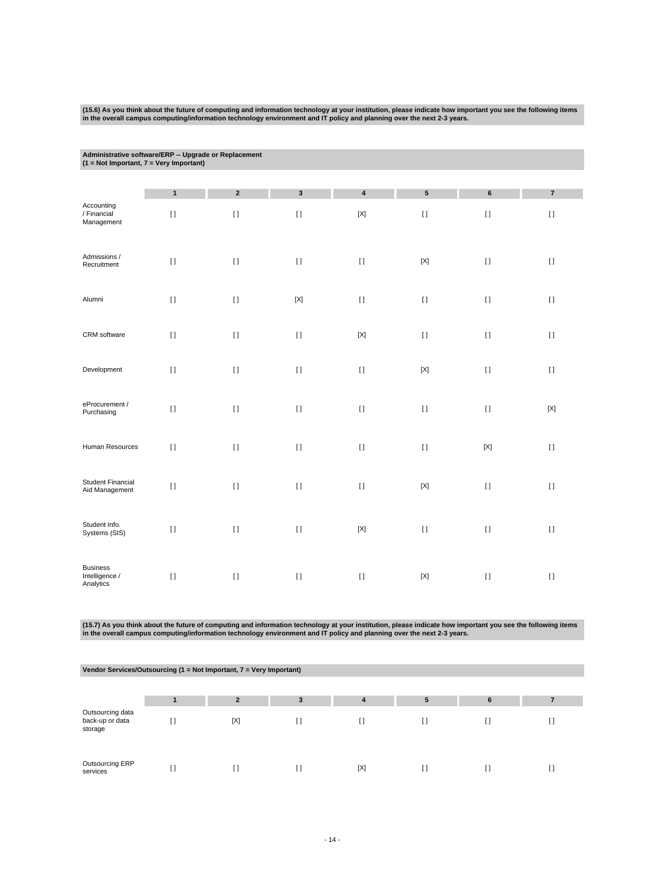**(15.6) As you think about the future of computing and information technology at your institution, please indicate how important you see the following items in the overall campus computing/information technology environment and IT policy and planning over the next 2-3 years.**

**Administrative software/ERP -- Upgrade or Replacement (1 = Not Important, 7 = Very Important)**

| | 1 | 2 | 3 | 4 | 5 | 6 | 7 |
|---|---|---|---|---|---|---|---|
| Accounting / Financial Management | [] | [] | [] | [X] | [] | [] | [] |
| Admissions / Recruitment | [] | [] | [] | [] | [X] | [] | [] |
| Alumni | [] | [] | [X] | [] | [] | [] | [] |
| CRM software | [] | [] | [] | [X] | [] | [] | [] |
| Development | [] | [] | [] | [] | [X] | [] | [] |
| eProcurement / Purchasing | [] | [] | [] | [] | [] | [] | [X] |
| Human Resources | [] | [] | [] | [] | [] | [X] | [] |
| Student Financial Aid Management | [] | [] | [] | [] | [X] | [] | [] |
| Student Info. Systems (SIS) | [] | [] | [] | [X] | [] | [] | [] |
| Business Intelligence / Analytics | [] | [] | [] | [] | [X] | [] | [] |

**(15.7) As you think about the future of computing and information technology at your institution, please indicate how important you see the following items in the overall campus computing/information technology environment and IT policy and planning over the next 2-3 years.**

**Vendor Services/Outsourcing (1 = Not Important, 7 = Very Important)**

| | 1 | 2 | 3 | 4 | 5 | 6 | 7 |
|---|---|---|---|---|---|---|---|
| Outsourcing data back-up or data storage | [] | [X] | [] | [] | [] | [] | [] |
| Outsourcing ERP services | [] | [] | [] | [X] | [] | [] | [] |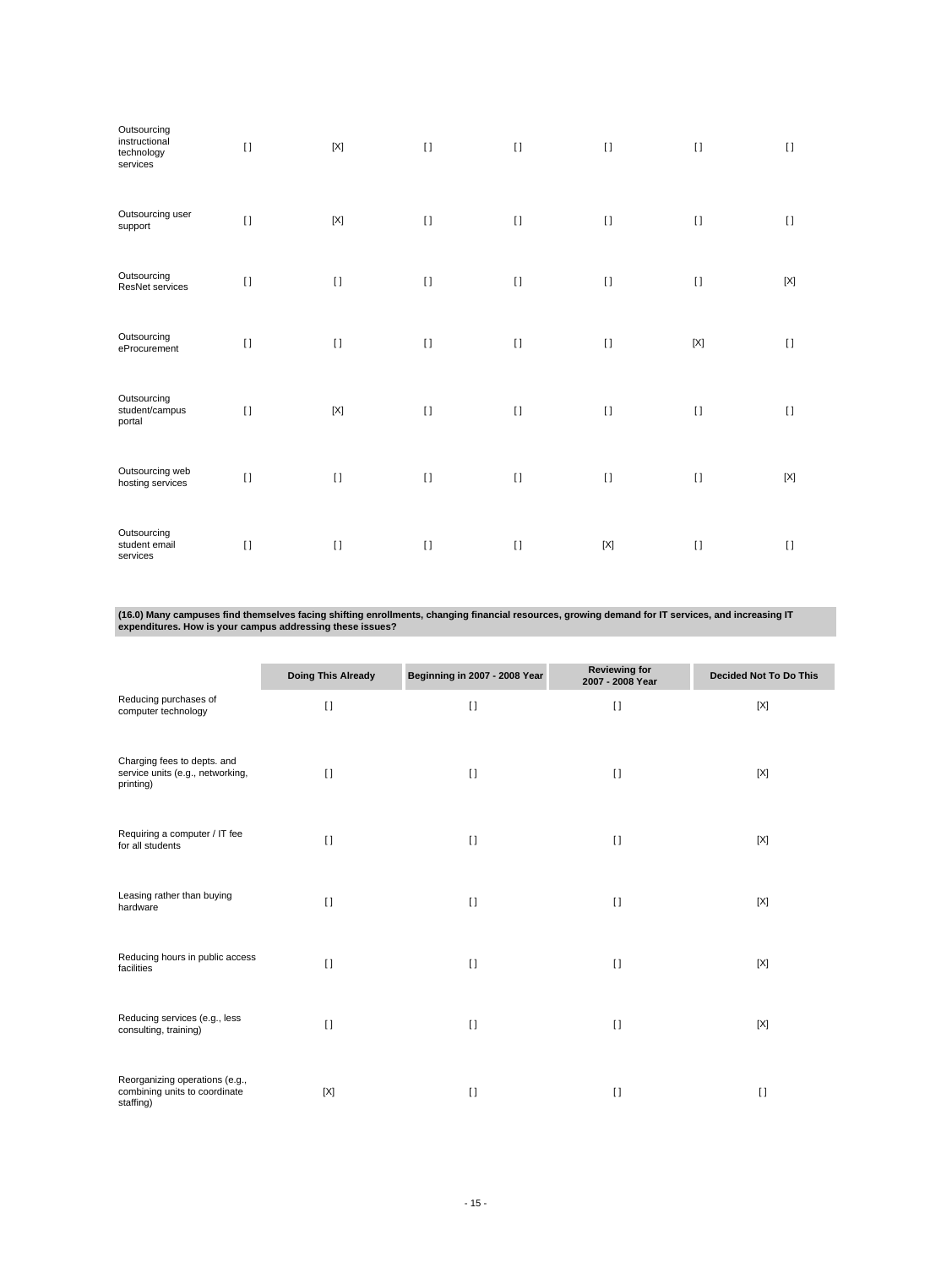| | | | | | | | |
|---|---|---|---|---|---|---|---|
| Outsourcing instructional technology services | [] | [X] | [] | [] | [] | [] | [] |
| Outsourcing user support | [] | [X] | [] | [] | [] | [] | [] |
| Outsourcing ResNet services | [] | [] | [] | [] | [] | [] | [X] |
| Outsourcing eProcurement | [] | [] | [] | [] | [] | [X] | [] |
| Outsourcing student/campus portal | [] | [X] | [] | [] | [] | [] | [] |
| Outsourcing web hosting services | [] | [] | [] | [] | [] | [] | [X] |
| Outsourcing student email services | [] | [] | [] | [] | [X] | [] | [] |

**(16.0) Many campuses find themselves facing shifting enrollments, changing financial resources, growing demand for IT services, and increasing IT expenditures. How is your campus addressing these issues?**

| | Doing This Already | Beginning in 2007 - 2008 Year | Reviewing for 2007 - 2008 Year | Decided Not To Do This |
|---|---|---|---|---|
| Reducing purchases of computer technology | [] | [] | [] | [X] |
| Charging fees to depts. and service units (e.g., networking, printing) | [] | [] | [] | [X] |
| Requiring a computer / IT fee for all students | [] | [] | [] | [X] |
| Leasing rather than buying hardware | [] | [] | [] | [X] |
| Reducing hours in public access facilities | [] | [] | [] | [X] |
| Reducing services (e.g., less consulting, training) | [] | [] | [] | [X] |
| Reorganizing operations (e.g., combining units to coordinate staffing) | [X] | [] | [] | [] |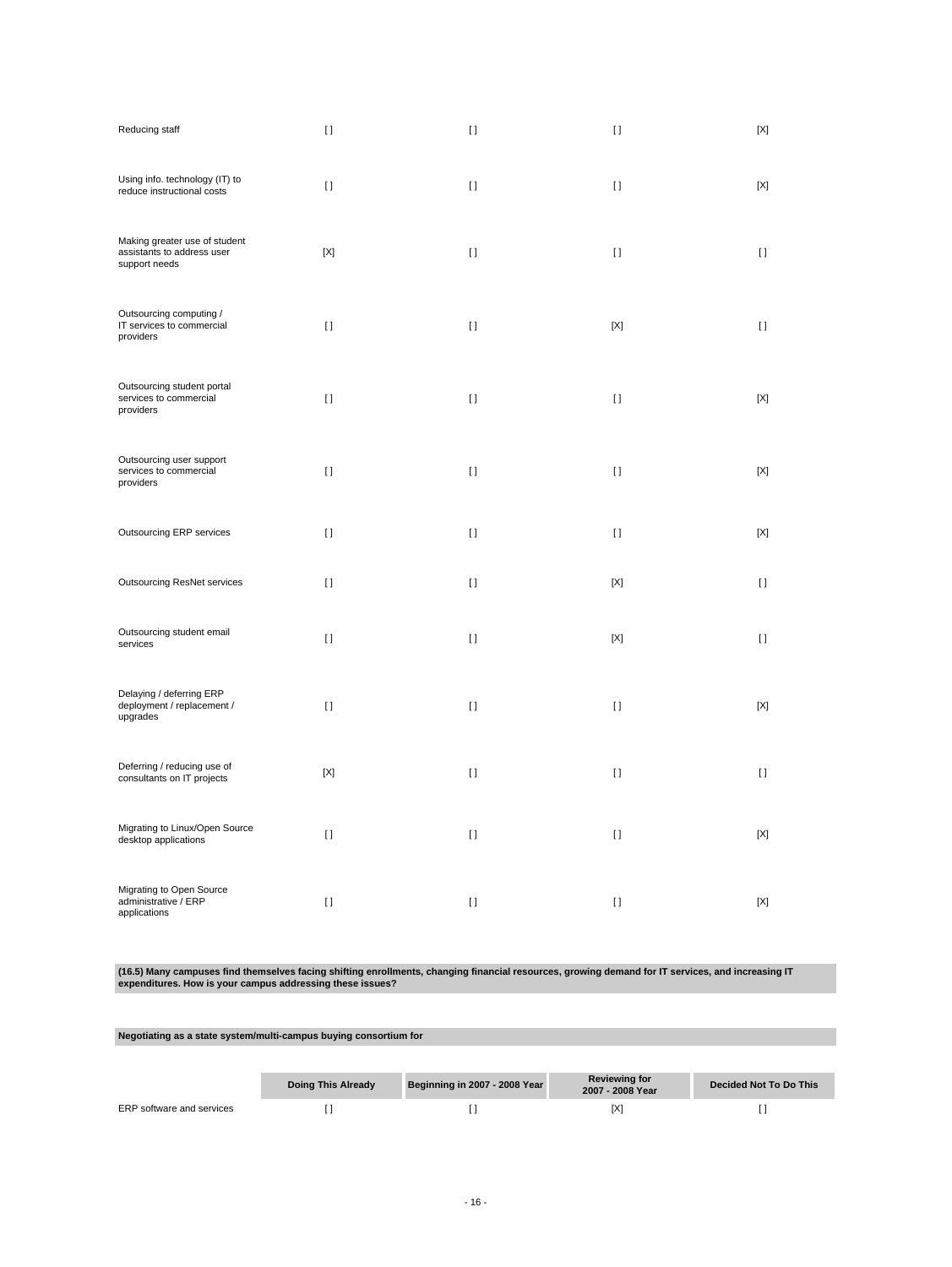| | | | | |
|---|---|---|---|---|
| Reducing staff | [ ] | [ ] | [ ] | [X] |
| Using info. technology (IT) to reduce instructional costs | [ ] | [ ] | [ ] | [X] |
| Making greater use of student assistants to address user support needs | [X] | [ ] | [ ] | [ ] |
| Outsourcing computing / IT services to commercial providers | [ ] | [ ] | [X] | [ ] |
| Outsourcing student portal services to commercial providers | [ ] | [ ] | [ ] | [X] |
| Outsourcing user support services to commercial providers | [ ] | [ ] | [ ] | [X] |
| Outsourcing ERP services | [ ] | [ ] | [ ] | [X] |
| Outsourcing ResNet services | [ ] | [ ] | [X] | [ ] |
| Outsourcing student email services | [ ] | [ ] | [X] | [ ] |
| Delaying / deferring ERP deployment / replacement / upgrades | [ ] | [ ] | [ ] | [X] |
| Deferring / reducing use of consultants on IT projects | [X] | [ ] | [ ] | [ ] |
| Migrating to Linux/Open Source desktop applications | [ ] | [ ] | [ ] | [X] |
| Migrating to Open Source administrative / ERP applications | [ ] | [ ] | [ ] | [X] |

**(16.5) Many campuses find themselves facing shifting enrollments, changing financial resources, growing demand for IT services, and increasing IT expenditures. How is your campus addressing these issues?**

**Negotiating as a state system/multi-campus buying consortium for**

| | Doing This Already | Beginning in 2007 - 2008 Year | Reviewing for 2007 - 2008 Year | Decided Not To Do This |
|---|---|---|---|---|
| ERP software and services | [ ] | [ ] | [X] | [ ] |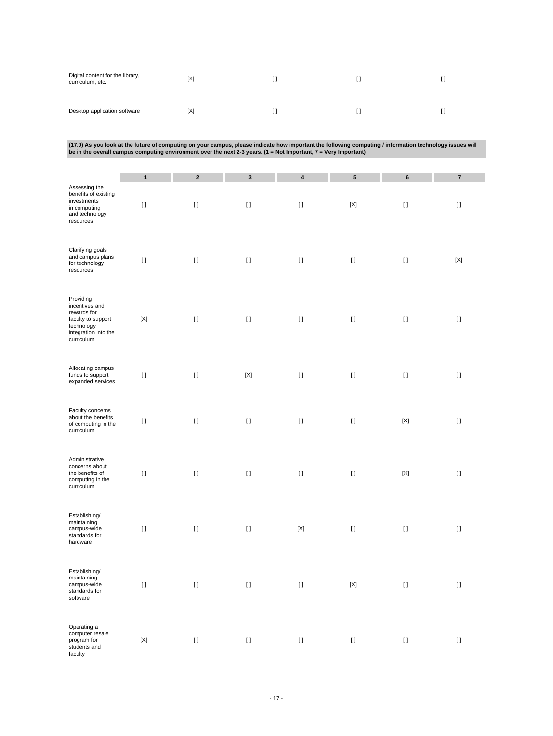| | | | | |
|---|---|---|---|---|
| Digital content for the library, curriculum, etc. | [X] | [ ] | [ ] | [ ] |
| Desktop application software | [X] | [ ] | [ ] | [ ] |

**(17.0) As you look at the future of computing on your campus, please indicate how important the following computing / information technology issues will be in the overall campus computing environment over the next 2-3 years. (1 = Not Important, 7 = Very Important)**

| | 1 | 2 | 3 | 4 | 5 | 6 | 7 |
|---|---|---|---|---|---|---|---|
| Assessing the benefits of existing investments in computing and technology resources | [ ] | [ ] | [ ] | [ ] | [X] | [ ] | [ ] |
| Clarifying goals and campus plans for technology resources | [ ] | [ ] | [ ] | [ ] | [ ] | [ ] | [X] |
| Providing incentives and rewards for faculty to support technology integration into the curriculum | [X] | [ ] | [ ] | [ ] | [ ] | [ ] | [ ] |
| Allocating campus funds to support expanded services | [ ] | [ ] | [X] | [ ] | [ ] | [ ] | [ ] |
| Faculty concerns about the benefits of computing in the curriculum | [ ] | [ ] | [ ] | [ ] | [ ] | [X] | [ ] |
| Administrative concerns about the benefits of computing in the curriculum | [ ] | [ ] | [ ] | [ ] | [ ] | [X] | [ ] |
| Establishing/ maintaining campus-wide standards for hardware | [ ] | [ ] | [ ] | [X] | [ ] | [ ] | [ ] |
| Establishing/ maintaining campus-wide standards for software | [ ] | [ ] | [ ] | [ ] | [X] | [ ] | [ ] |
| Operating a computer resale program for students and faculty | [X] | [ ] | [ ] | [ ] | [ ] | [ ] | [ ] |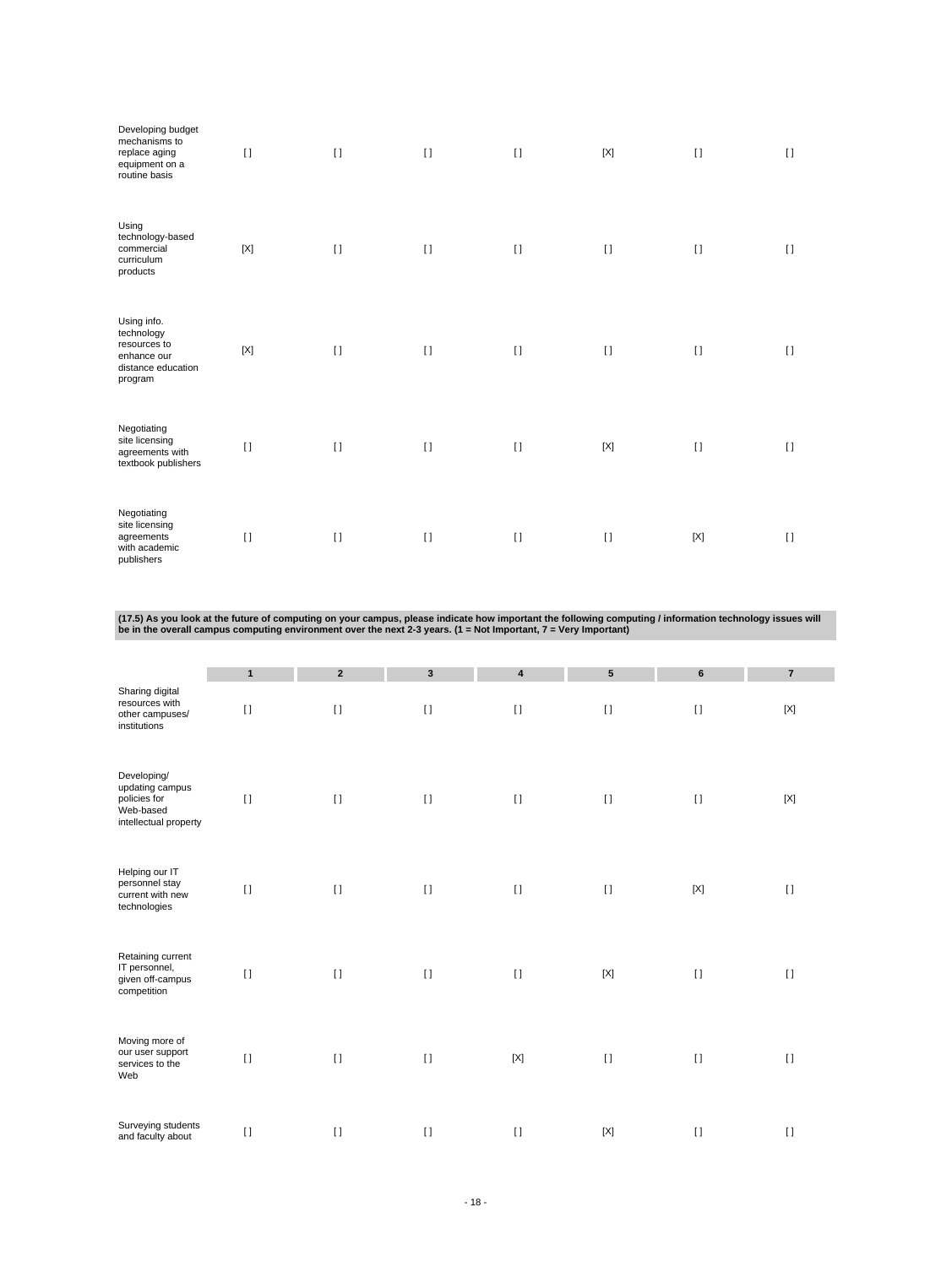| | | | | | | | |
|---|---|---|---|---|---|---|---|
| Developing budget mechanisms to replace aging equipment on a routine basis | [] | [] | [] | [] | [X] | [] | [] |
| Using technology-based commercial curriculum products | [X] | [] | [] | [] | [] | [] | [] |
| Using info. technology resources to enhance our distance education program | [X] | [] | [] | [] | [] | [] | [] |
| Negotiating site licensing agreements with textbook publishers | [] | [] | [] | [] | [X] | [] | [] |
| Negotiating site licensing agreements with academic publishers | [] | [] | [] | [] | [] | [X] | [] |

**(17.5) As you look at the future of computing on your campus, please indicate how important the following computing / information technology issues will be in the overall campus computing environment over the next 2-3 years. (1 = Not Important, 7 = Very Important)**

| | 1 | 2 | 3 | 4 | 5 | 6 | 7 |
|---|---|---|---|---|---|---|---|
| Sharing digital resources with other campuses/ institutions | [] | [] | [] | [] | [] | [] | [X] |
| Developing/ updating campus policies for Web-based intellectual property | [] | [] | [] | [] | [] | [] | [X] |
| Helping our IT personnel stay current with new technologies | [] | [] | [] | [] | [] | [X] | [] |
| Retaining current IT personnel, given off-campus competition | [] | [] | [] | [] | [X] | [] | [] |
| Moving more of our user support services to the Web | [] | [] | [] | [X] | [] | [] | [] |
| Surveying students and faculty about | [] | [] | [] | [] | [X] | [] | [] |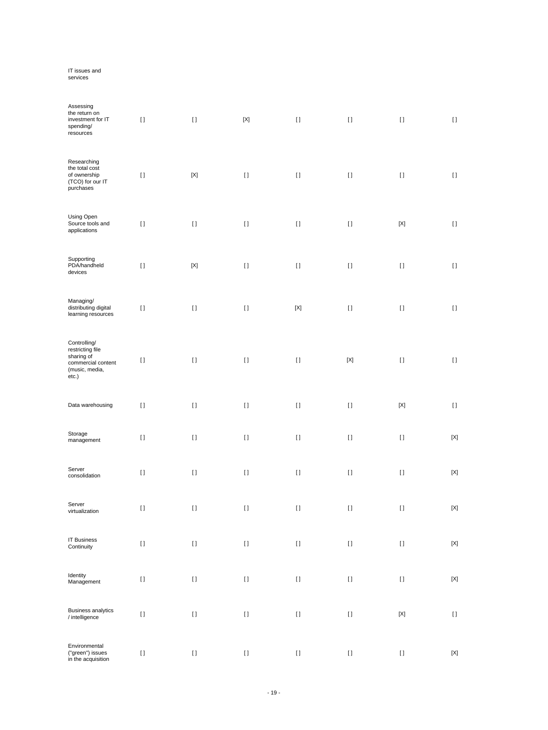| IT issues and services | | | | | | | |
|---|---|---|---|---|---|---|---|
| Assessing the return on investment for IT spending/ resources | [ ] | [ ] | [X] | [ ] | [ ] | [ ] | [ ] |
| Researching the total cost of ownership (TCO) for our IT purchases | [ ] | [X] | [ ] | [ ] | [ ] | [ ] | [ ] |
| Using Open Source tools and applications | [ ] | [ ] | [ ] | [ ] | [ ] | [X] | [ ] |
| Supporting PDA/handheld devices | [ ] | [X] | [ ] | [ ] | [ ] | [ ] | [ ] |
| Managing/ distributing digital learning resources | [ ] | [ ] | [ ] | [X] | [ ] | [ ] | [ ] |
| Controlling/ restricting file sharing of commercial content (music, media, etc.) | [ ] | [ ] | [ ] | [ ] | [X] | [ ] | [ ] |
| Data warehousing | [ ] | [ ] | [ ] | [ ] | [ ] | [X] | [ ] |
| Storage management | [ ] | [ ] | [ ] | [ ] | [ ] | [ ] | [X] |
| Server consolidation | [ ] | [ ] | [ ] | [ ] | [ ] | [ ] | [X] |
| Server virtualization | [ ] | [ ] | [ ] | [ ] | [ ] | [ ] | [X] |
| IT Business Continuity | [ ] | [ ] | [ ] | [ ] | [ ] | [ ] | [X] |
| Identity Management | [ ] | [ ] | [ ] | [ ] | [ ] | [ ] | [X] |
| Business analytics / intelligence | [ ] | [ ] | [ ] | [ ] | [ ] | [X] | [ ] |
| Environmental ("green") issues in the acquisition | [ ] | [ ] | [ ] | [ ] | [ ] | [ ] | [X] |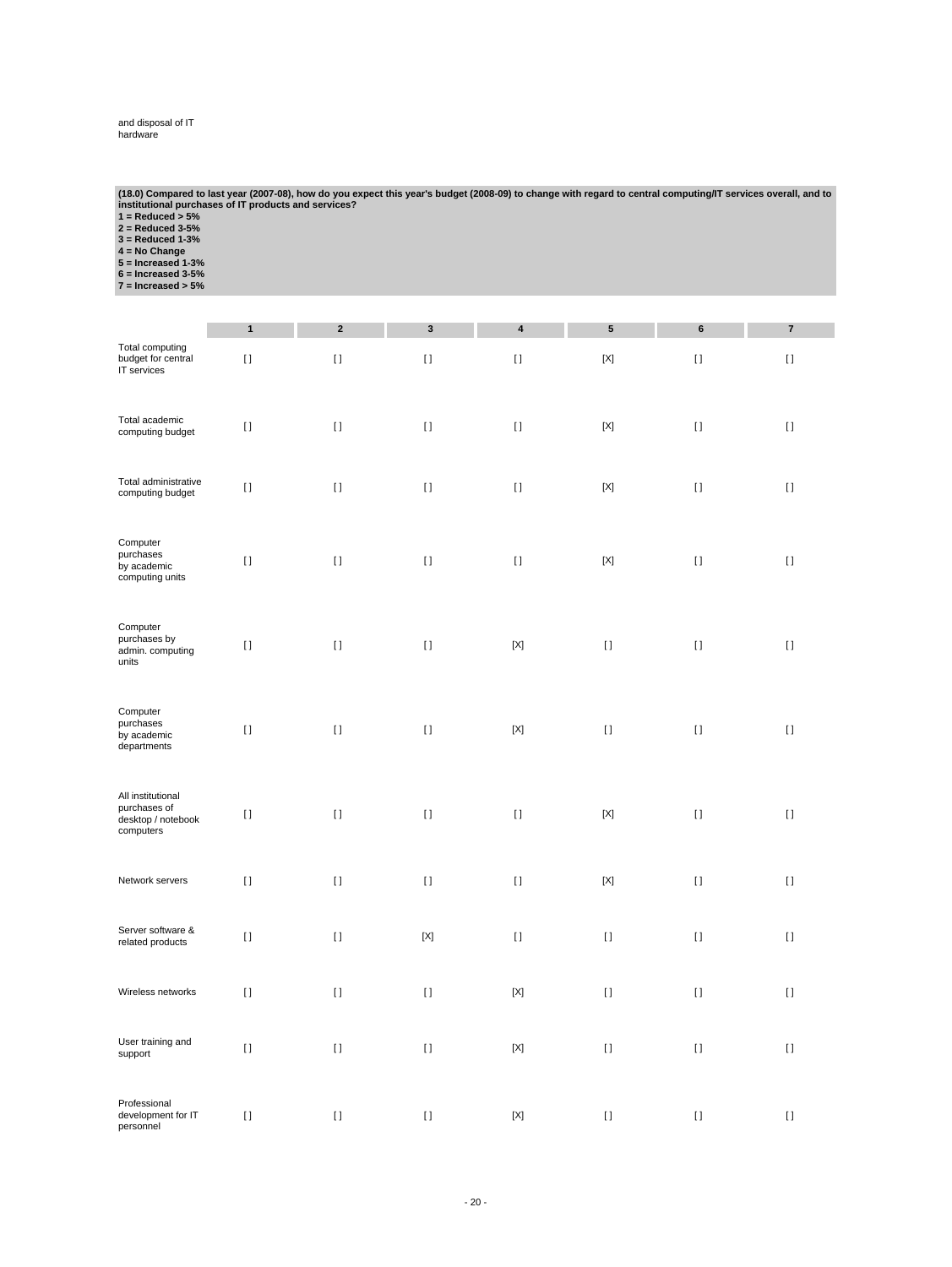and disposal of IT hardware

**(18.0) Compared to last year (2007-08), how do you expect this year's budget (2008-09) to change with regard to central computing/IT services overall, and to institutional purchases of IT products and services?**
**1 = Reduced > 5%**
**2 = Reduced 3-5%**
**3 = Reduced 1-3%**
**4 = No Change**
**5 = Increased 1-3%**
**6 = Increased 3-5%**
**7 = Increased > 5%**

| | 1 | 2 | 3 | 4 | 5 | 6 | 7 |
|---|---|---|---|---|---|---|---|
| Total computing budget for central IT services | [] | [] | [] | [] | [X] | [] | [] |
| Total academic computing budget | [] | [] | [] | [] | [X] | [] | [] |
| Total administrative computing budget | [] | [] | [] | [] | [X] | [] | [] |
| Computer purchases by academic computing units | [] | [] | [] | [] | [X] | [] | [] |
| Computer purchases by admin. computing units | [] | [] | [] | [X] | [] | [] | [] |
| Computer purchases by academic departments | [] | [] | [] | [X] | [] | [] | [] |
| All institutional purchases of desktop / notebook computers | [] | [] | [] | [] | [X] | [] | [] |
| Network servers | [] | [] | [] | [] | [X] | [] | [] |
| Server software & related products | [] | [] | [X] | [] | [] | [] | [] |
| Wireless networks | [] | [] | [] | [X] | [] | [] | [] |
| User training and support | [] | [] | [] | [X] | [] | [] | [] |
| Professional development for IT personnel | [] | [] | [] | [X] | [] | [] | [] |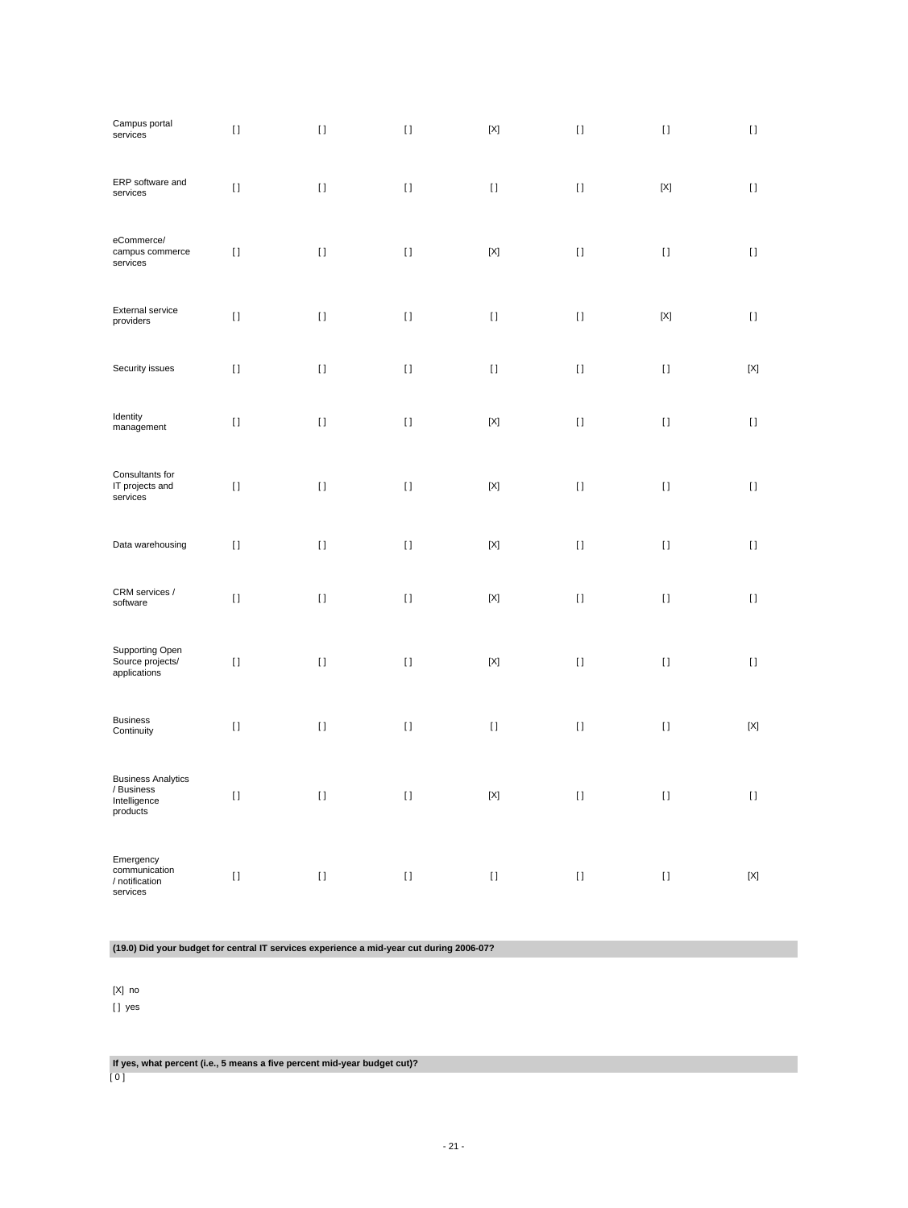| | | | | | | | |
|---|---|---|---|---|---|---|---|
| Campus portal services | [ ] | [ ] | [ ] | [X] | [ ] | [ ] | [ ] |
| ERP software and services | [ ] | [ ] | [ ] | [ ] | [ ] | [X] | [ ] |
| eCommerce/ campus commerce services | [ ] | [ ] | [ ] | [X] | [ ] | [ ] | [ ] |
| External service providers | [ ] | [ ] | [ ] | [ ] | [ ] | [X] | [ ] |
| Security issues | [ ] | [ ] | [ ] | [ ] | [ ] | [ ] | [X] |
| Identity management | [ ] | [ ] | [ ] | [X] | [ ] | [ ] | [ ] |
| Consultants for IT projects and services | [ ] | [ ] | [ ] | [X] | [ ] | [ ] | [ ] |
| Data warehousing | [ ] | [ ] | [ ] | [X] | [ ] | [ ] | [ ] |
| CRM services / software | [ ] | [ ] | [ ] | [X] | [ ] | [ ] | [ ] |
| Supporting Open Source projects/ applications | [ ] | [ ] | [ ] | [X] | [ ] | [ ] | [ ] |
| Business Continuity | [ ] | [ ] | [ ] | [ ] | [ ] | [ ] | [X] |
| Business Analytics / Business Intelligence products | [ ] | [ ] | [ ] | [X] | [ ] | [ ] | [ ] |
| Emergency communication / notification services | [ ] | [ ] | [ ] | [ ] | [ ] | [ ] | [X] |

**(19.0) Did your budget for central IT services experience a mid-year cut during 2006-07?**

[X] no

[ ] yes

**If yes, what percent (i.e., 5 means a five percent mid-year budget cut)?**

[ 0 ]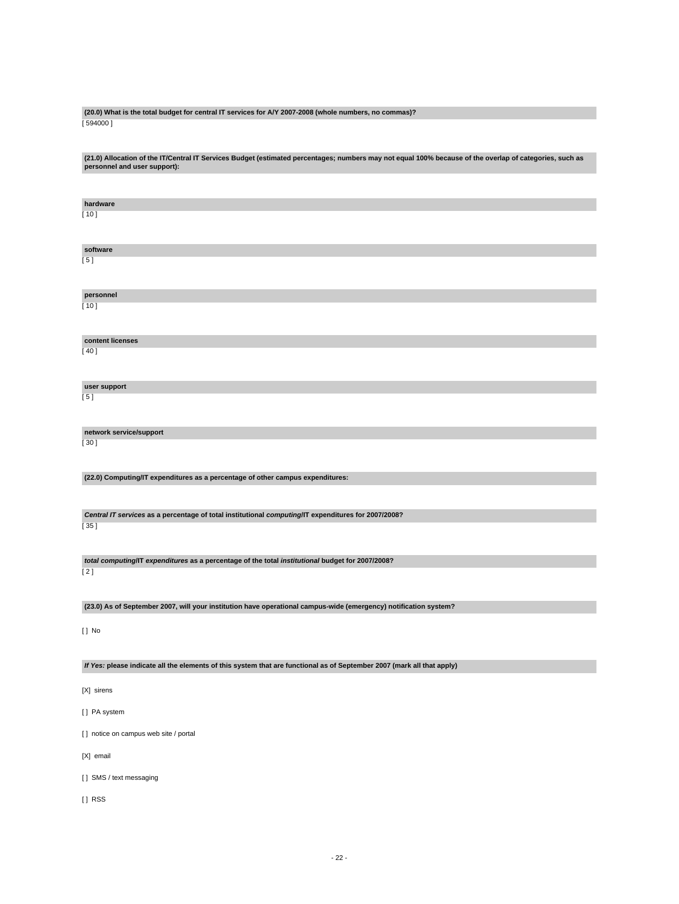**(20.0) What is the total budget for central IT services for A/Y 2007-2008 (whole numbers, no commas)?**

[ 594000 ]

**(21.0) Allocation of the IT/Central IT Services Budget (estimated percentages; numbers may not equal 100% because of the overlap of categories, such as personnel and user support):**

**hardware**

[ 10 ]

**software**

[ 5 ]

**personnel**

[ 10 ]

**content licenses**

[ 40 ]

**user support**

[ 5 ]

**network service/support**

[ 30 ]

**(22.0) Computing/IT expenditures as a percentage of other campus expenditures:**

***Central IT services*** **as a percentage of total institutional** ***computing*****/IT expenditures for 2007/2008?**

[ 35 ]

***total computing*****/IT** ***expenditures*** **as a percentage of the total** ***institutional*** **budget for 2007/2008?**

[ 2 ]

**(23.0) As of September 2007, will your institution have operational campus-wide (emergency) notification system?**

[ ] No

***If Yes:*** **please indicate all the elements of this system that are functional as of September 2007 (mark all that apply)**

[X] sirens

[ ] PA system

[ ] notice on campus web site / portal

[X] email

[ ] SMS / text messaging

[ ] RSS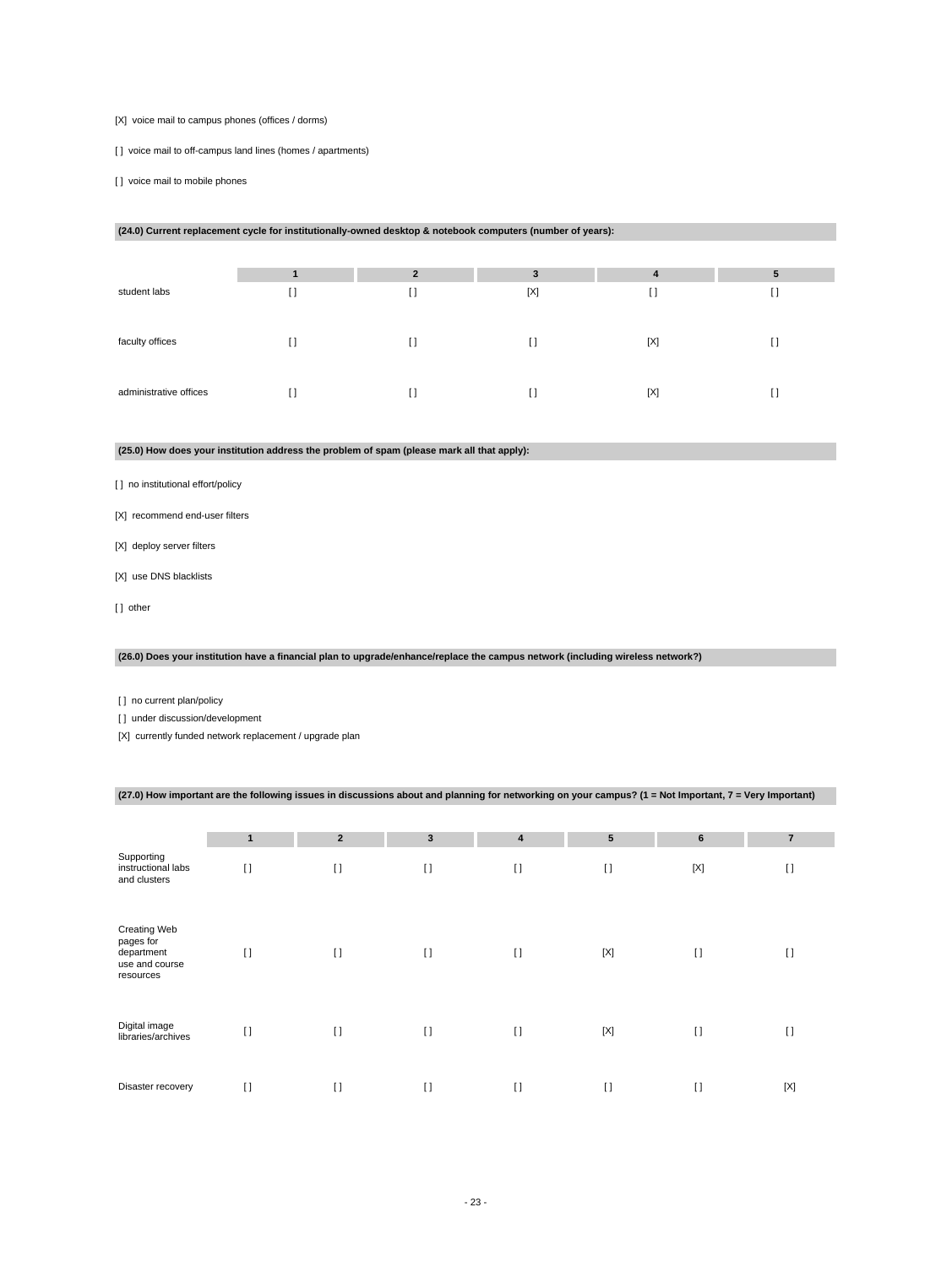[X] voice mail to campus phones (offices / dorms)

[ ] voice mail to off-campus land lines (homes / apartments)

[ ] voice mail to mobile phones

**(24.0) Current replacement cycle for institutionally-owned desktop & notebook computers (number of years):**

| | 1 | 2 | 3 | 4 | 5 |
|---|---|---|---|---|---|
| student labs | [ ] | [ ] | [X] | [ ] | [ ] |
| faculty offices | [ ] | [ ] | [ ] | [X] | [ ] |
| administrative offices | [ ] | [ ] | [ ] | [X] | [ ] |

**(25.0) How does your institution address the problem of spam (please mark all that apply):**

[ ] no institutional effort/policy

[X] recommend end-user filters

[X] deploy server filters

[X] use DNS blacklists

[ ] other

**(26.0) Does your institution have a financial plan to upgrade/enhance/replace the campus network (including wireless network?)**

[ ] no current plan/policy

[ ] under discussion/development

[X] currently funded network replacement / upgrade plan

**(27.0) How important are the following issues in discussions about and planning for networking on your campus? (1 = Not Important, 7 = Very Important)**

| | 1 | 2 | 3 | 4 | 5 | 6 | 7 |
|---|---|---|---|---|---|---|---|
| Supporting instructional labs and clusters | [ ] | [ ] | [ ] | [ ] | [ ] | [X] | [ ] |
| Creating Web pages for department use and course resources | [ ] | [ ] | [ ] | [ ] | [X] | [ ] | [ ] |
| Digital image libraries/archives | [ ] | [ ] | [ ] | [ ] | [X] | [ ] | [ ] |
| Disaster recovery | [ ] | [ ] | [ ] | [ ] | [ ] | [ ] | [X] |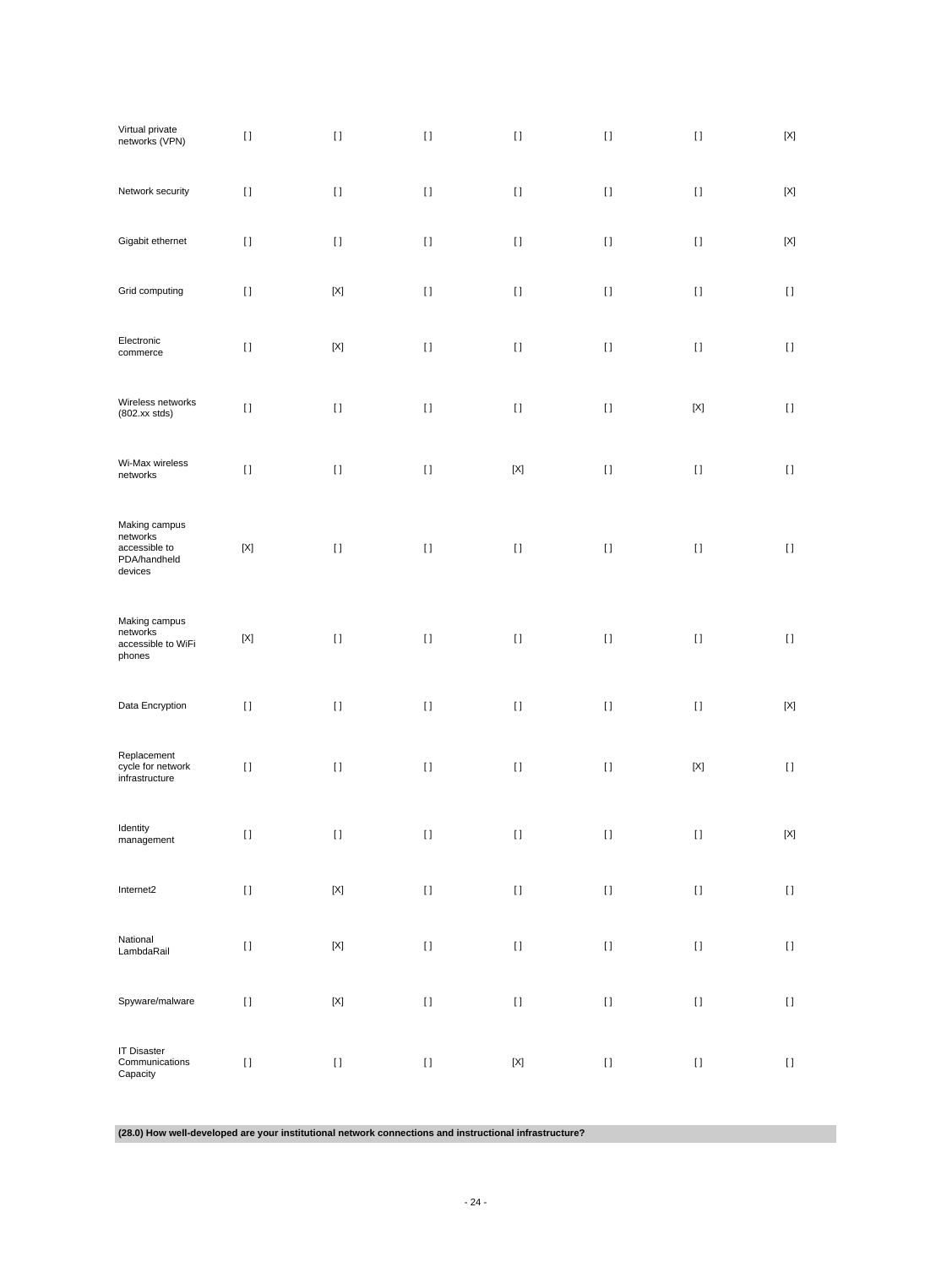| | | | | | | | |
|---|---|---|---|---|---|---|---|
| Virtual private networks (VPN) | [] | [] | [] | [] | [] | [] | [X] |
| Network security | [] | [] | [] | [] | [] | [] | [X] |
| Gigabit ethernet | [] | [] | [] | [] | [] | [] | [X] |
| Grid computing | [] | [X] | [] | [] | [] | [] | [] |
| Electronic commerce | [] | [X] | [] | [] | [] | [] | [] |
| Wireless networks (802.xx stds) | [] | [] | [] | [] | [] | [X] | [] |
| Wi-Max wireless networks | [] | [] | [] | [X] | [] | [] | [] |
| Making campus networks accessible to PDA/handheld devices | [X] | [] | [] | [] | [] | [] | [] |
| Making campus networks accessible to WiFi phones | [X] | [] | [] | [] | [] | [] | [] |
| Data Encryption | [] | [] | [] | [] | [] | [] | [X] |
| Replacement cycle for network infrastructure | [] | [] | [] | [] | [] | [X] | [] |
| Identity management | [] | [] | [] | [] | [] | [] | [X] |
| Internet2 | [] | [X] | [] | [] | [] | [] | [] |
| National LambdaRail | [] | [X] | [] | [] | [] | [] | [] |
| Spyware/malware | [] | [X] | [] | [] | [] | [] | [] |
| IT Disaster Communications Capacity | [] | [] | [] | [X] | [] | [] | [] |

**(28.0) How well-developed are your institutional network connections and instructional infrastructure?**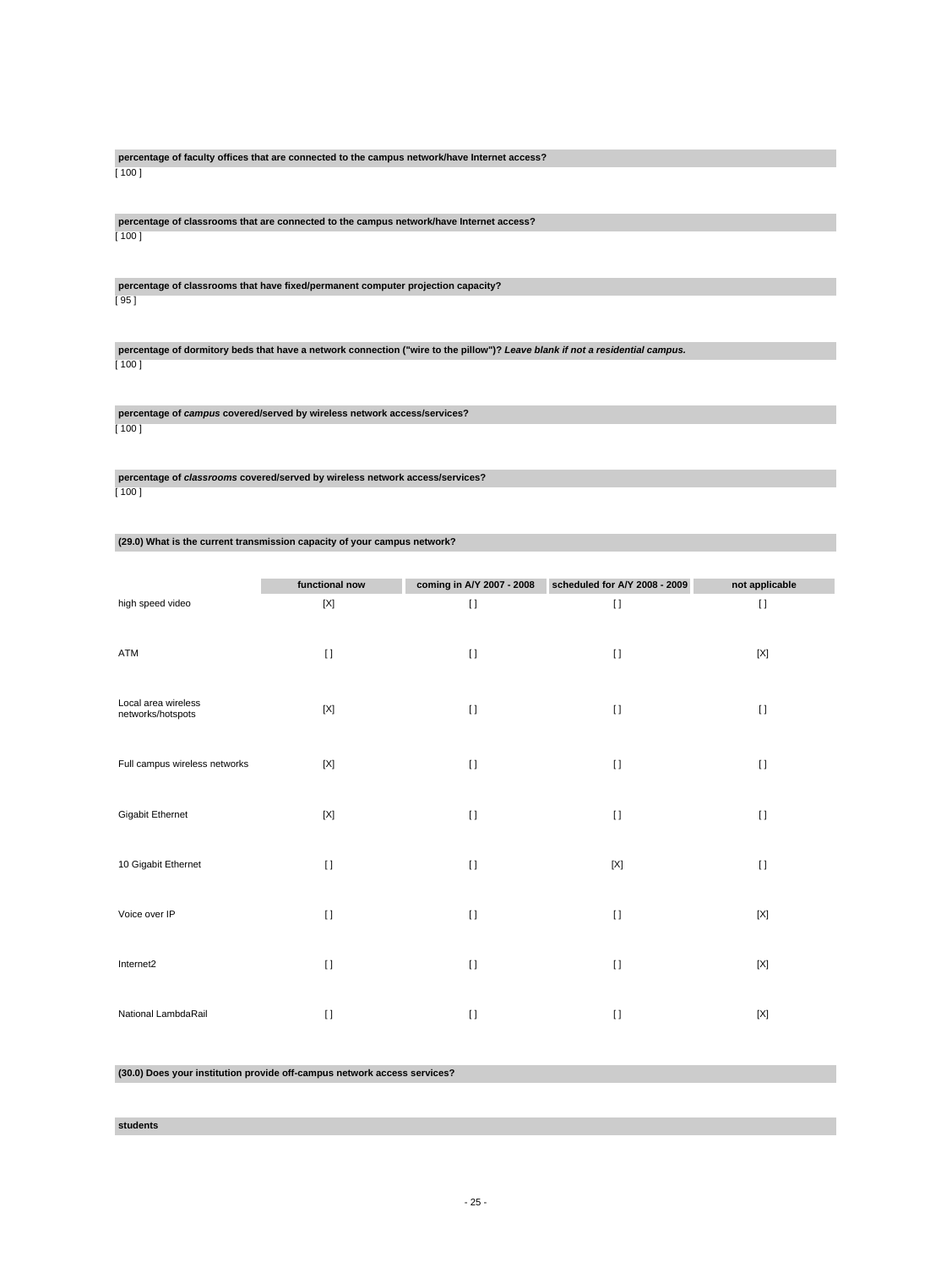**percentage of faculty offices that are connected to the campus network/have Internet access?**

[ 100 ]

**percentage of classrooms that are connected to the campus network/have Internet access?**

[ 100 ]

**percentage of classrooms that have fixed/permanent computer projection capacity?**

[ 95 ]

**percentage of dormitory beds that have a network connection ("wire to the pillow")? *Leave blank if not a residential campus.***

[ 100 ]

**percentage of *campus* covered/served by wireless network access/services?**

[ 100 ]

**percentage of *classrooms* covered/served by wireless network access/services?**

[ 100 ]

**(29.0) What is the current transmission capacity of your campus network?**

| | functional now | coming in A/Y 2007 - 2008 | scheduled for A/Y 2008 - 2009 | not applicable |
|---|---|---|---|---|
| high speed video | [X] | [ ] | [ ] | [ ] |
| ATM | [ ] | [ ] | [ ] | [X] |
| Local area wireless networks/hotspots | [X] | [ ] | [ ] | [ ] |
| Full campus wireless networks | [X] | [ ] | [ ] | [ ] |
| Gigabit Ethernet | [X] | [ ] | [ ] | [ ] |
| 10 Gigabit Ethernet | [ ] | [ ] | [X] | [ ] |
| Voice over IP | [ ] | [ ] | [ ] | [X] |
| Internet2 | [ ] | [ ] | [ ] | [X] |
| National LambdaRail | [ ] | [ ] | [ ] | [X] |

**(30.0) Does your institution provide off-campus network access services?**

**students**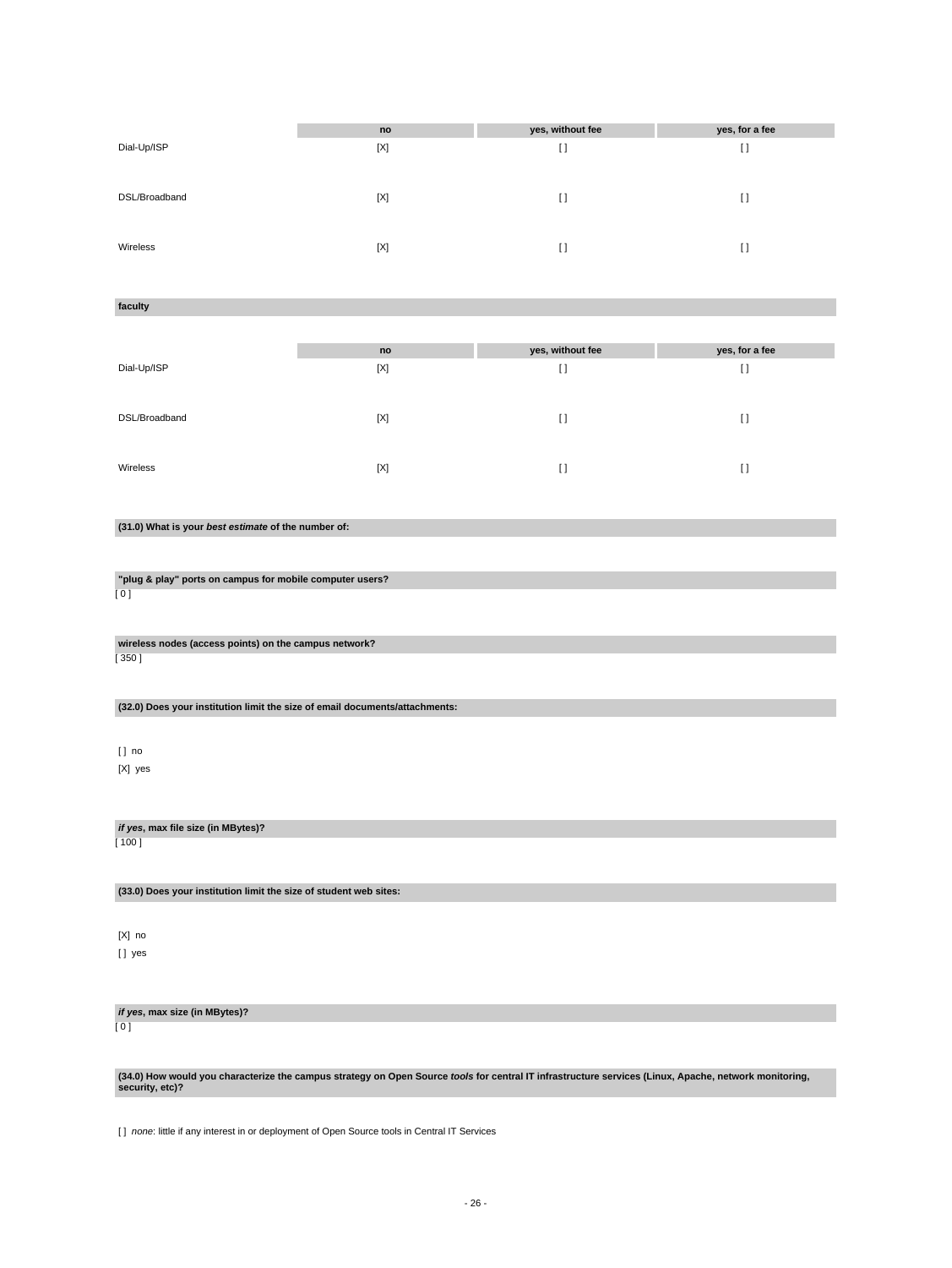| | no | yes, without fee | yes, for a fee |
|---|---|---|---|
| Dial-Up/ISP | [X] | [ ] | [ ] |
| DSL/Broadband | [X] | [ ] | [ ] |
| Wireless | [X] | [ ] | [ ] |

**faculty**

| | no | yes, without fee | yes, for a fee |
|---|---|---|---|
| Dial-Up/ISP | [X] | [ ] | [ ] |
| DSL/Broadband | [X] | [ ] | [ ] |
| Wireless | [X] | [ ] | [ ] |

**(31.0) What is your *best estimate* of the number of:**

**"plug & play" ports on campus for mobile computer users?**

[ 0 ]

**wireless nodes (access points) on the campus network?**

[ 350 ]

**(32.0) Does your institution limit the size of email documents/attachments:**

[ ] no

[X] yes

***if yes*, max file size (in MBytes)?**

[ 100 ]

**(33.0) Does your institution limit the size of student web sites:**

[X] no

[ ] yes

***if yes*, max size (in MBytes)?**

[ 0 ]

**(34.0) How would you characterize the campus strategy on Open Source *tools* for central IT infrastructure services (Linux, Apache, network monitoring, security, etc)?**

[ ] *none*: little if any interest in or deployment of Open Source tools in Central IT Services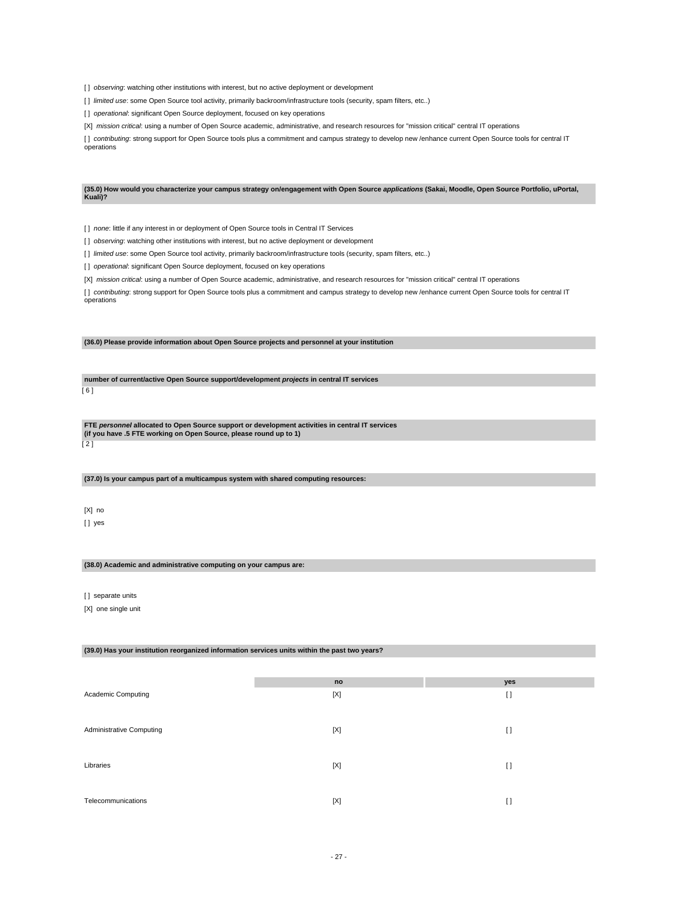[ ] *observing*: watching other institutions with interest, but no active deployment or development

[ ] *limited use*: some Open Source tool activity, primarily backroom/infrastructure tools (security, spam filters, etc..)

[ ] *operational*: significant Open Source deployment, focused on key operations

[X] *mission critical*: using a number of Open Source academic, administrative, and research resources for "mission critical" central IT operations

[ ] *contributing*: strong support for Open Source tools plus a commitment and campus strategy to develop new /enhance current Open Source tools for central IT operations

**(35.0) How would you characterize your campus strategy on/engagement with Open Source *applications* (Sakai, Moodle, Open Source Portfolio, uPortal, Kuali)?**

[ ] *none*: little if any interest in or deployment of Open Source tools in Central IT Services

[ ] *observing*: watching other institutions with interest, but no active deployment or development

[ ] *limited use*: some Open Source tool activity, primarily backroom/infrastructure tools (security, spam filters, etc..)

[ ] *operational*: significant Open Source deployment, focused on key operations

[X] *mission critical*: using a number of Open Source academic, administrative, and research resources for "mission critical" central IT operations

[ ] *contributing*: strong support for Open Source tools plus a commitment and campus strategy to develop new /enhance current Open Source tools for central IT operations

**(36.0) Please provide information about Open Source projects and personnel at your institution**

**number of current/active Open Source support/development *projects* in central IT services**

[ 6 ]

**FTE *personnel* allocated to Open Source support or development activities in central IT services (if you have .5 FTE working on Open Source, please round up to 1)**

[ 2 ]

**(37.0) Is your campus part of a multicampus system with shared computing resources:**

[X] no

[ ] yes

**(38.0) Academic and administrative computing on your campus are:**

[ ] separate units

[X] one single unit

**(39.0) Has your institution reorganized information services units within the past two years?**

| | no | yes |
|---|---|---|
| Academic Computing | [X] | [ ] |
| Administrative Computing | [X] | [ ] |
| Libraries | [X] | [ ] |
| Telecommunications | [X] | [ ] |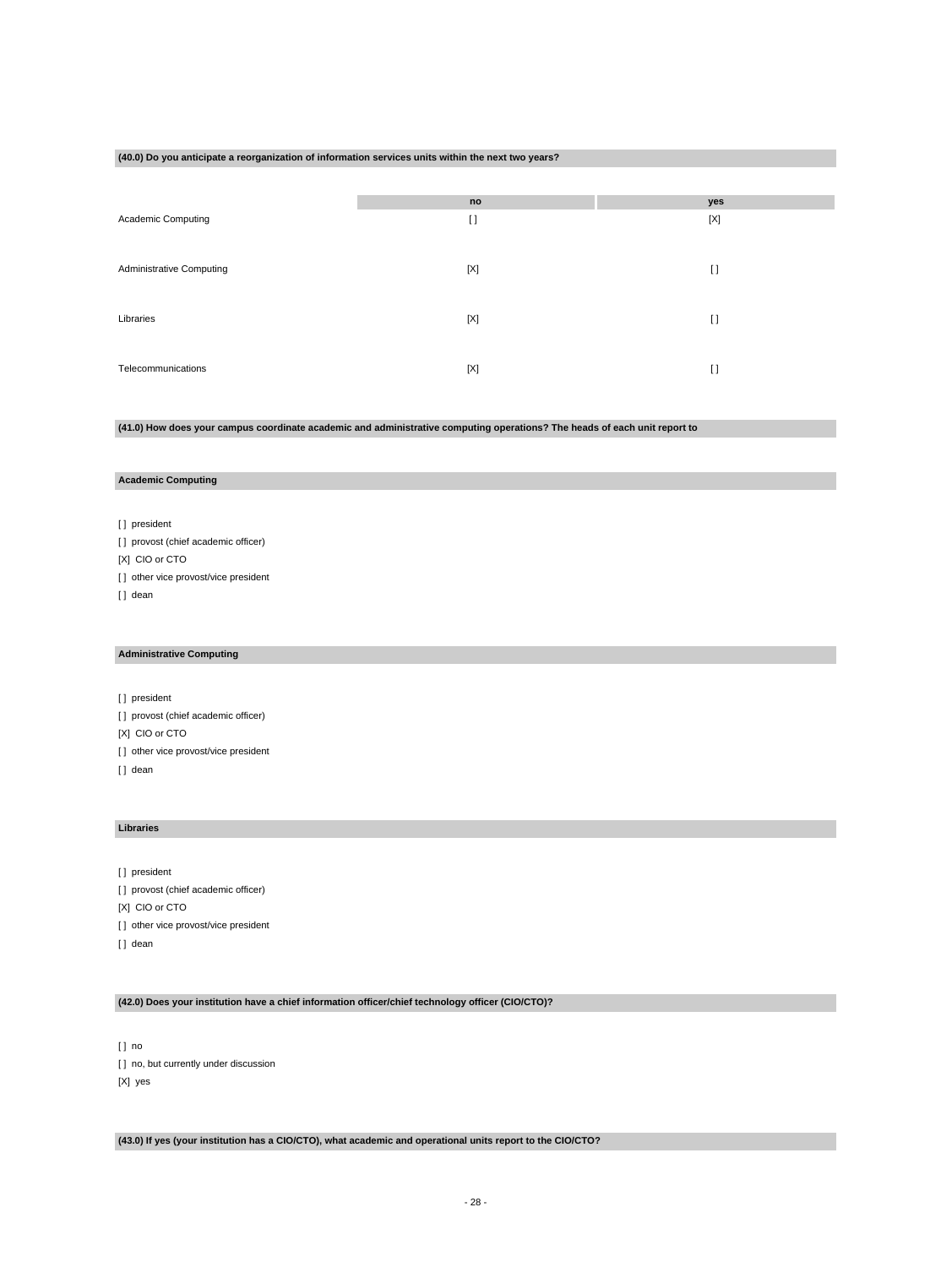**(40.0) Do you anticipate a reorganization of information services units within the next two years?**

| | no | yes |
|---|---|---|
| Academic Computing | [ ] | [X] |
| Administrative Computing | [X] | [ ] |
| Libraries | [X] | [ ] |
| Telecommunications | [X] | [ ] |

**(41.0) How does your campus coordinate academic and administrative computing operations? The heads of each unit report to**

**Academic Computing**

[ ] president
[ ] provost (chief academic officer)
[X] CIO or CTO
[ ] other vice provost/vice president
[ ] dean

**Administrative Computing**

[ ] president
[ ] provost (chief academic officer)
[X] CIO or CTO
[ ] other vice provost/vice president
[ ] dean

**Libraries**

[ ] president
[ ] provost (chief academic officer)
[X] CIO or CTO
[ ] other vice provost/vice president
[ ] dean

**(42.0) Does your institution have a chief information officer/chief technology officer (CIO/CTO)?**

[ ] no
[ ] no, but currently under discussion
[X] yes

**(43.0) If yes (your institution has a CIO/CTO), what academic and operational units report to the CIO/CTO?**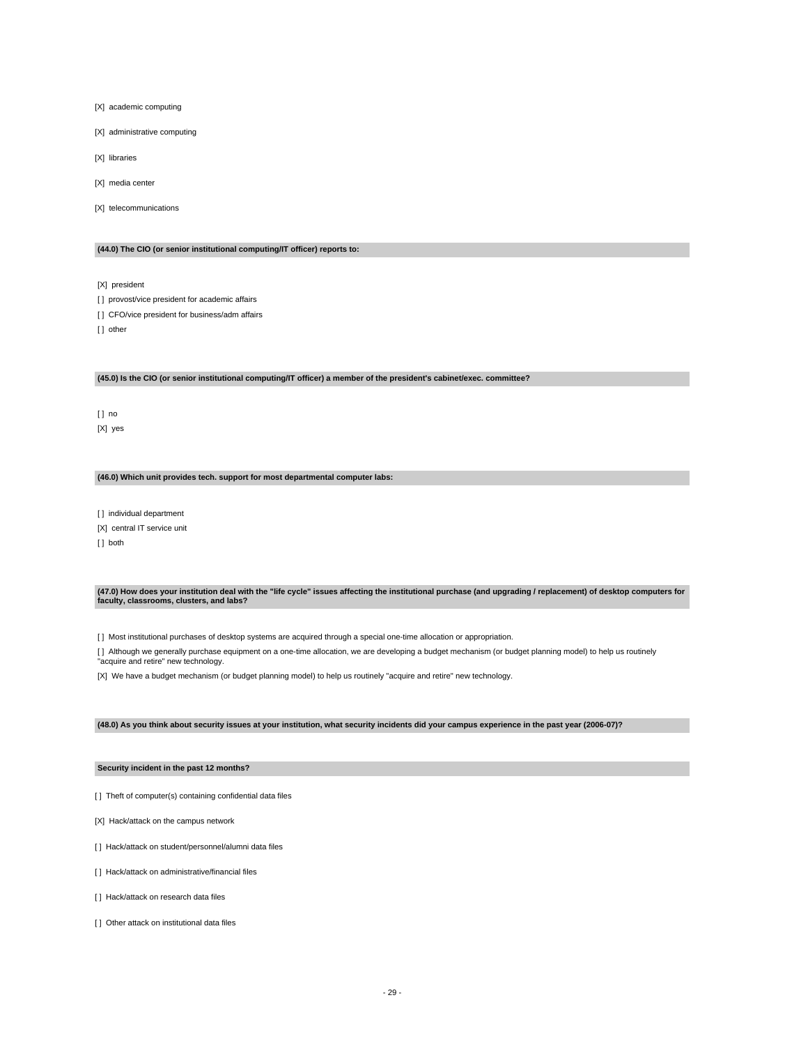[X] academic computing

[X] administrative computing

[X] libraries

[X] media center

[X] telecommunications

**(44.0) The CIO (or senior institutional computing/IT officer) reports to:**

[X] president

[ ] provost/vice president for academic affairs

[ ] CFO/vice president for business/adm affairs

[ ] other

**(45.0) Is the CIO (or senior institutional computing/IT officer) a member of the president's cabinet/exec. committee?**

[ ] no

[X] yes

**(46.0) Which unit provides tech. support for most departmental computer labs:**

[ ] individual department

[X] central IT service unit

[ ] both

**(47.0) How does your institution deal with the "life cycle" issues affecting the institutional purchase (and upgrading / replacement) of desktop computers for faculty, classrooms, clusters, and labs?**

[ ] Most institutional purchases of desktop systems are acquired through a special one-time allocation or appropriation.

[ ] Although we generally purchase equipment on a one-time allocation, we are developing a budget mechanism (or budget planning model) to help us routinely "acquire and retire" new technology.

[X] We have a budget mechanism (or budget planning model) to help us routinely "acquire and retire" new technology.

**(48.0) As you think about security issues at your institution, what security incidents did your campus experience in the past year (2006-07)?**

**Security incident in the past 12 months?**

[ ] Theft of computer(s) containing confidential data files

[X] Hack/attack on the campus network

[ ] Hack/attack on student/personnel/alumni data files

[ ] Hack/attack on administrative/financial files

[ ] Hack/attack on research data files

[ ] Other attack on institutional data files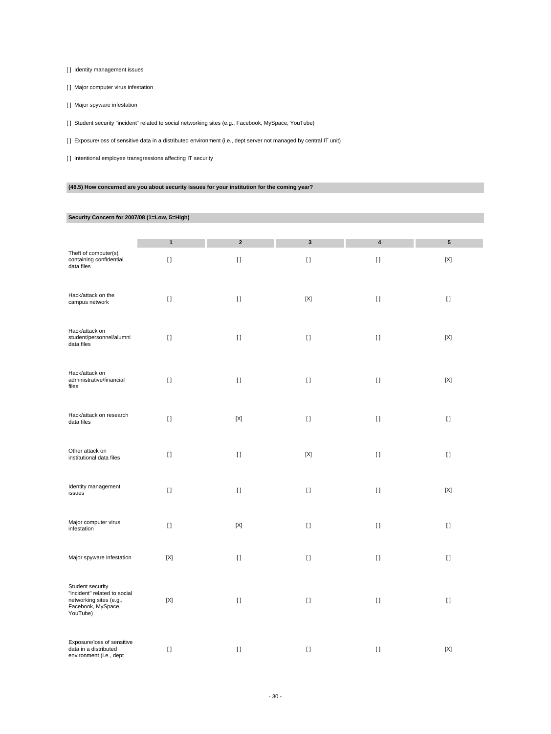[ ] Identity management issues

[ ] Major computer virus infestation

[ ] Major spyware infestation

[ ] Student security "incident" related to social networking sites (e.g., Facebook, MySpace, YouTube)

[ ] Exposure/loss of sensitive data in a distributed environment (i.e., dept server not managed by central IT unit)

[ ] Intentional employee transgressions affecting IT security

**(48.5) How concerned are you about security issues for your institution for the coming year?**

**Security Concern for 2007/08 (1=Low, 5=High)**

| | 1 | 2 | 3 | 4 | 5 |
|---|---|---|---|---|---|
| Theft of computer(s) containing confidential data files | [ ] | [ ] | [ ] | [ ] | [X] |
| Hack/attack on the campus network | [ ] | [ ] | [X] | [ ] | [ ] |
| Hack/attack on student/personnel/alumni data files | [ ] | [ ] | [ ] | [ ] | [X] |
| Hack/attack on administrative/financial files | [ ] | [ ] | [ ] | [ ] | [X] |
| Hack/attack on research data files | [ ] | [X] | [ ] | [ ] | [ ] |
| Other attack on institutional data files | [ ] | [ ] | [X] | [ ] | [ ] |
| Identity management issues | [ ] | [ ] | [ ] | [ ] | [X] |
| Major computer virus infestation | [ ] | [X] | [ ] | [ ] | [ ] |
| Major spyware infestation | [X] | [ ] | [ ] | [ ] | [ ] |
| Student security "incident" related to social networking sites (e.g., Facebook, MySpace, YouTube) | [X] | [ ] | [ ] | [ ] | [ ] |
| Exposure/loss of sensitive data in a distributed environment (i.e., dept | [ ] | [ ] | [ ] | [ ] | [X] |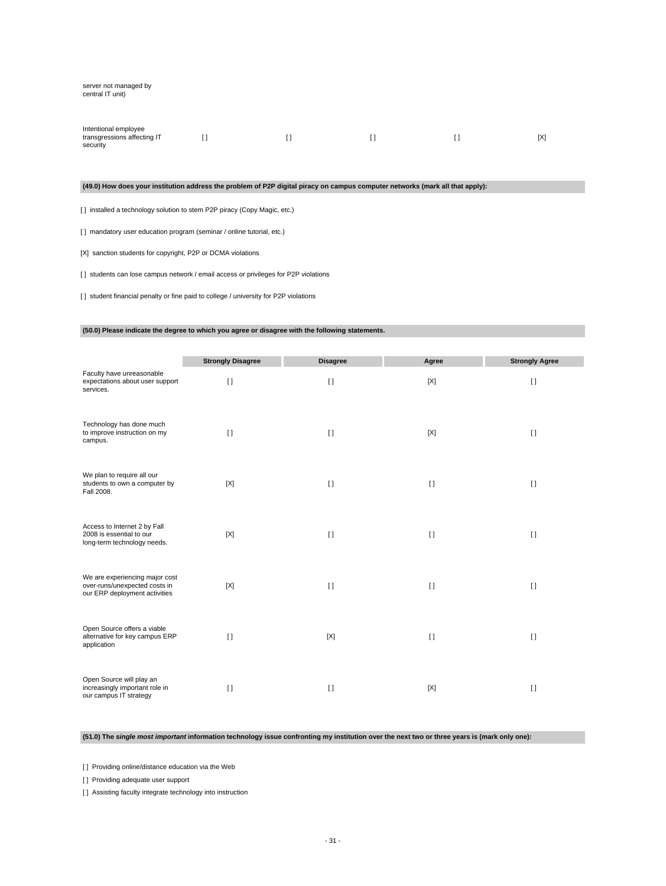server not managed by central IT unit)

| | | | | | |
|---|---|---|---|---|---|
| Intentional employee transgressions affecting IT security | [ ] | [ ] | [ ] | [ ] | [X] |

**(49.0) How does your institution address the problem of P2P digital piracy on campus computer networks (mark all that apply):**

[ ] installed a technology solution to stem P2P piracy (Copy Magic, etc.)

[ ] mandatory user education program (seminar / online tutorial, etc.)

[X] sanction students for copyright, P2P or DCMA violations

[ ] students can lose campus network / email access or privileges for P2P violations

[ ] student financial penalty or fine paid to college / university for P2P violations

**(50.0) Please indicate the degree to which you agree or disagree with the following statements.**

| | Strongly Disagree | Disagree | Agree | Strongly Agree |
|---|---|---|---|---|
| Faculty have unreasonable expectations about user support services. | [ ] | [ ] | [X] | [ ] |
| Technology has done much to improve instruction on my campus. | [ ] | [ ] | [X] | [ ] |
| We plan to require all our students to own a computer by Fall 2008. | [X] | [ ] | [ ] | [ ] |
| Access to Internet 2 by Fall 2008 is essential to our long-term technology needs. | [X] | [ ] | [ ] | [ ] |
| We are experiencing major cost over-runs/unexpected costs in our ERP deployment activities | [X] | [ ] | [ ] | [ ] |
| Open Source offers a viable alternative for key campus ERP application | [ ] | [X] | [ ] | [ ] |
| Open Source will play an increasingly important role in our campus IT strategy | [ ] | [ ] | [X] | [ ] |

**(51.0) The *single most important* information technology issue confronting my institution over the next two or three years is (mark only one):**

[ ] Providing online/distance education via the Web

[ ] Providing adequate user support

[ ] Assisting faculty integrate technology into instruction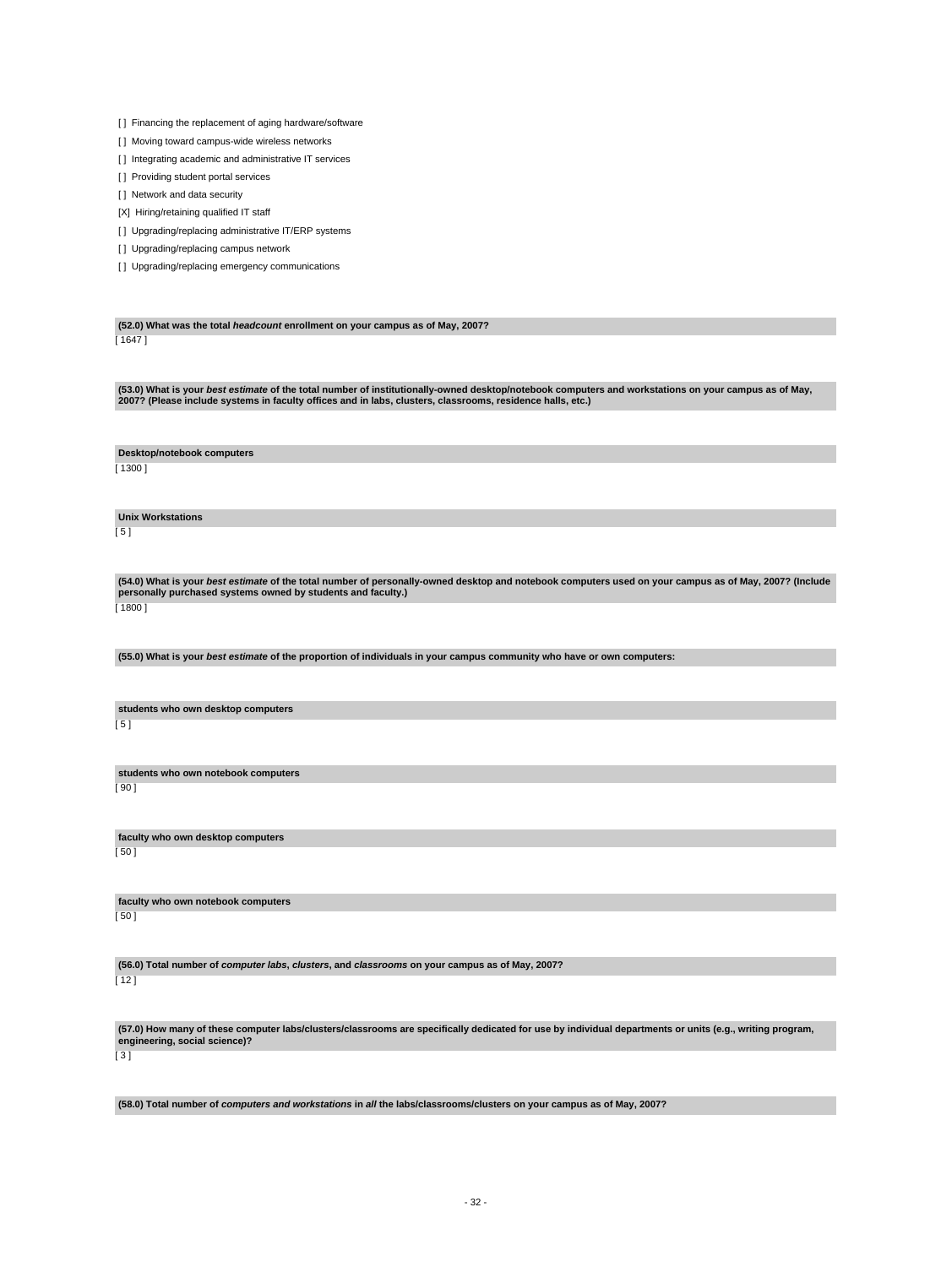[ ] Financing the replacement of aging hardware/software

[ ] Moving toward campus-wide wireless networks

[ ] Integrating academic and administrative IT services

[ ] Providing student portal services

[ ] Network and data security

[X] Hiring/retaining qualified IT staff

[ ] Upgrading/replacing administrative IT/ERP systems

[ ] Upgrading/replacing campus network

[ ] Upgrading/replacing emergency communications

**(52.0) What was the total *headcount* enrollment on your campus as of May, 2007?**

[ 1647 ]

**(53.0) What is your *best estimate* of the total number of institutionally-owned desktop/notebook computers and workstations on your campus as of May, 2007? (Please include systems in faculty offices and in labs, clusters, classrooms, residence halls, etc.)**

**Desktop/notebook computers**

[ 1300 ]

**Unix Workstations**

[ 5 ]

**(54.0) What is your *best estimate* of the total number of personally-owned desktop and notebook computers used on your campus as of May, 2007? (Include personally purchased systems owned by students and faculty.)**

[ 1800 ]

**(55.0) What is your *best estimate* of the proportion of individuals in your campus community who have or own computers:**

**students who own desktop computers**

[ 5 ]

**students who own notebook computers**

[ 90 ]

**faculty who own desktop computers**

[ 50 ]

**faculty who own notebook computers**

[ 50 ]

**(56.0) Total number of *computer labs*, *clusters*, and *classrooms* on your campus as of May, 2007?**

[ 12 ]

**(57.0) How many of these computer labs/clusters/classrooms are specifically dedicated for use by individual departments or units (e.g., writing program, engineering, social science)?**

[ 3 ]

**(58.0) Total number of *computers and workstations* in *all* the labs/classrooms/clusters on your campus as of May, 2007?**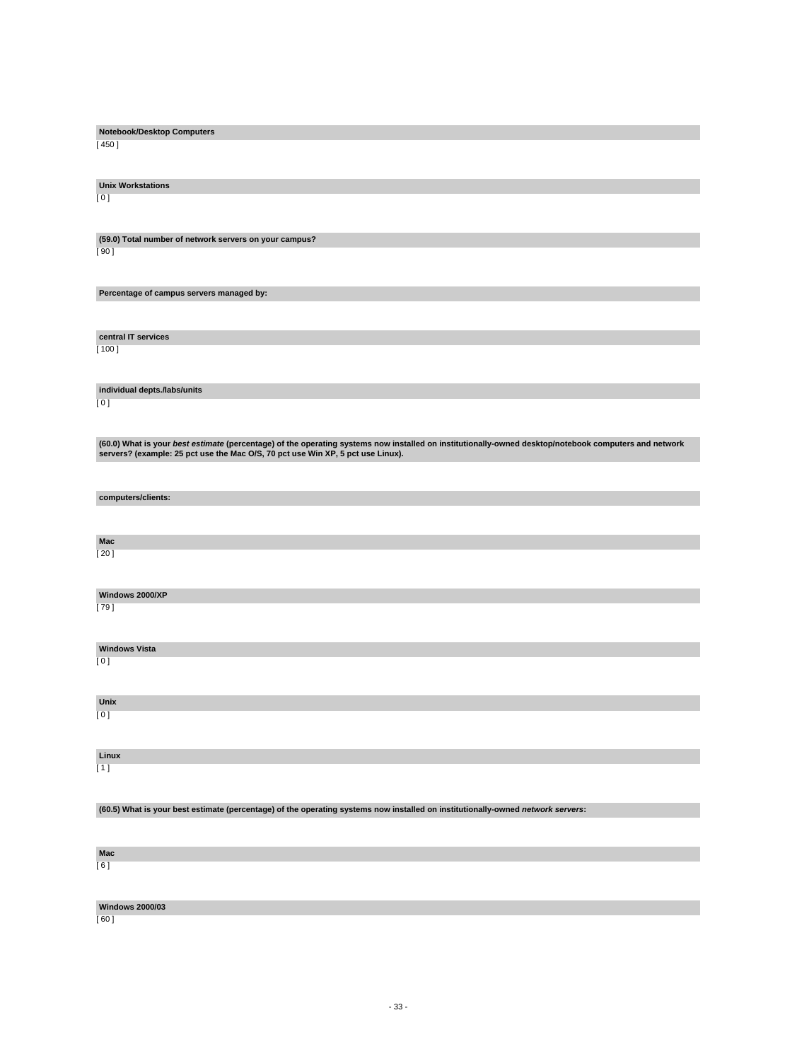**Notebook/Desktop Computers**

[ 450 ]

**Unix Workstations**

[ 0 ]

**(59.0) Total number of network servers on your campus?**

[ 90 ]

**Percentage of campus servers managed by:**

**central IT services**

[ 100 ]

**individual depts./labs/units**

[ 0 ]

**(60.0) What is your *best estimate* (percentage) of the operating systems now installed on institutionally-owned desktop/notebook computers and network servers? (example: 25 pct use the Mac O/S, 70 pct use Win XP, 5 pct use Linux).**

**computers/clients:**

**Mac**

[ 20 ]

**Windows 2000/XP**

[ 79 ]

**Windows Vista**

[ 0 ]

**Unix**

[ 0 ]

**Linux**

[ 1 ]

**(60.5) What is your best estimate (percentage) of the operating systems now installed on institutionally-owned *network servers*:**

**Mac**

[ 6 ]

**Windows 2000/03**

[ 60 ]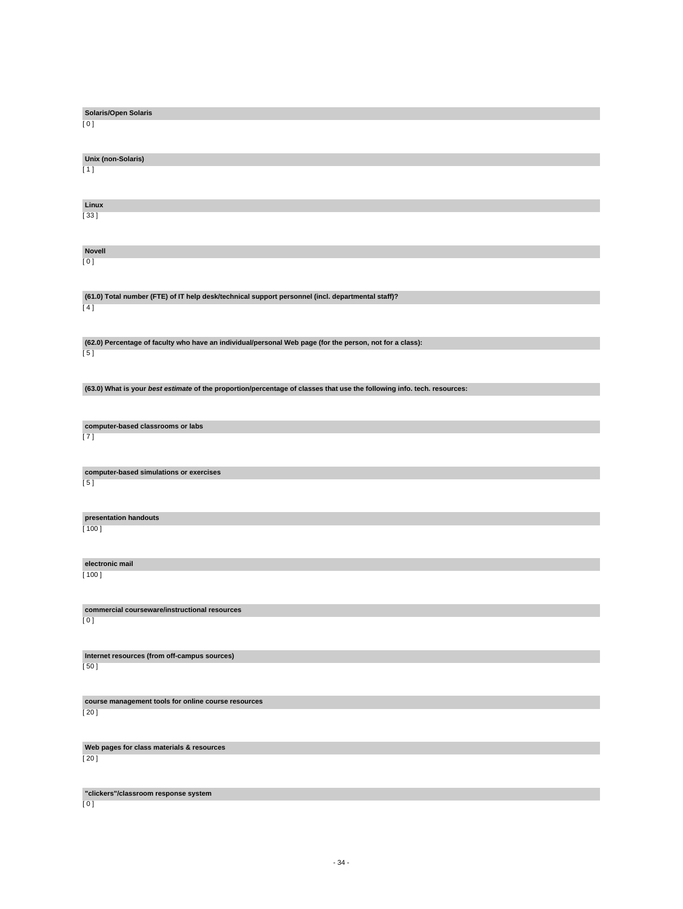**Solaris/Open Solaris**

[ 0 ]

**Unix (non-Solaris)**

[ 1 ]

**Linux**

[ 33 ]

**Novell**

[ 0 ]

**(61.0) Total number (FTE) of IT help desk/technical support personnel (incl. departmental staff)?**

[ 4 ]

**(62.0) Percentage of faculty who have an individual/personal Web page (for the person, not for a class):**

[ 5 ]

**(63.0) What is your *best estimate* of the proportion/percentage of classes that use the following info. tech. resources:**

**computer-based classrooms or labs**

[ 7 ]

**computer-based simulations or exercises**

[ 5 ]

**presentation handouts**

[ 100 ]

**electronic mail**

[ 100 ]

**commercial courseware/instructional resources**

[ 0 ]

**Internet resources (from off-campus sources)**

[ 50 ]

**course management tools for online course resources**

[ 20 ]

**Web pages for class materials & resources**

[ 20 ]

**"clickers"/classroom response system**

[ 0 ]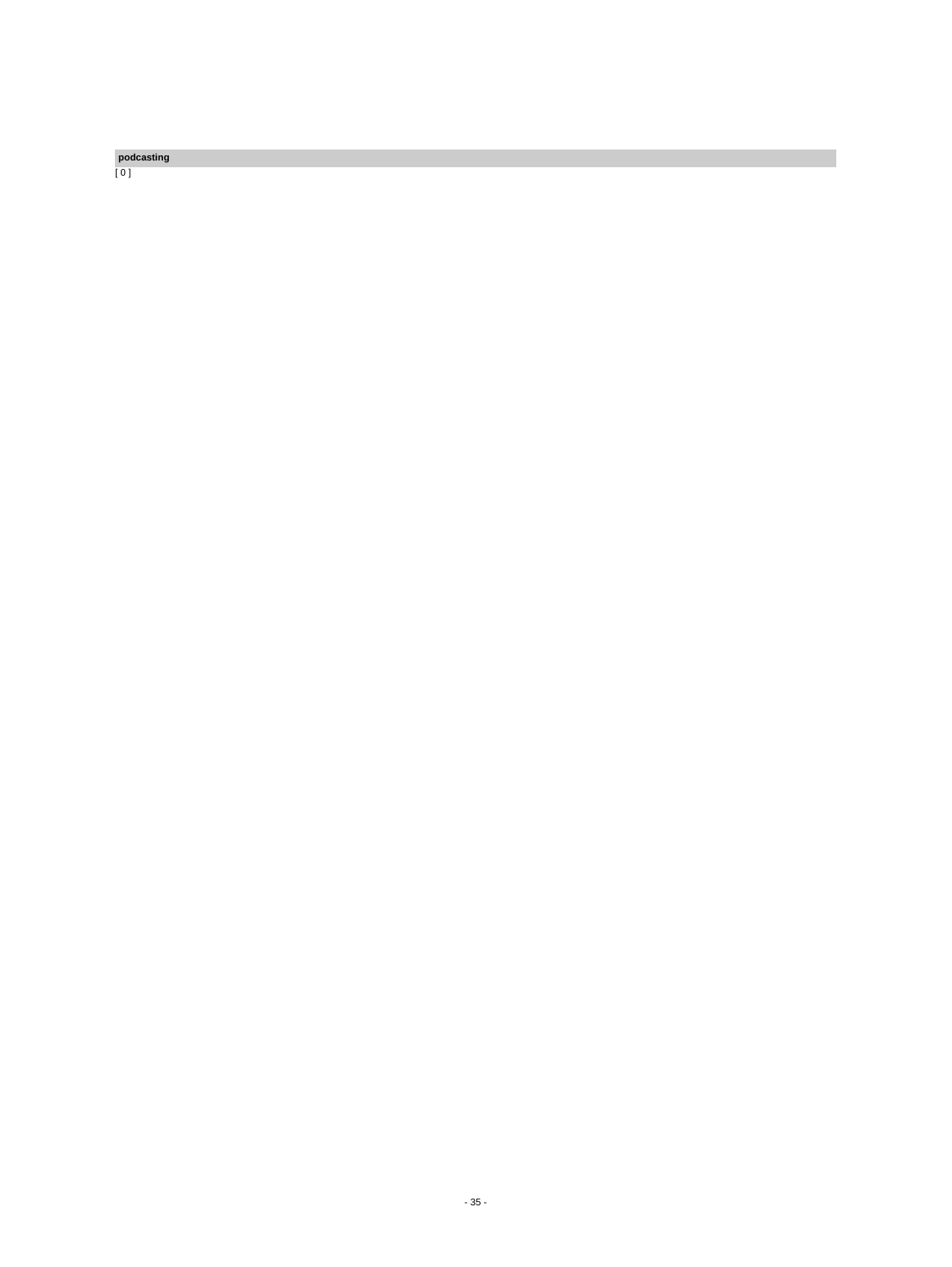**podcasting**

[ 0 ]